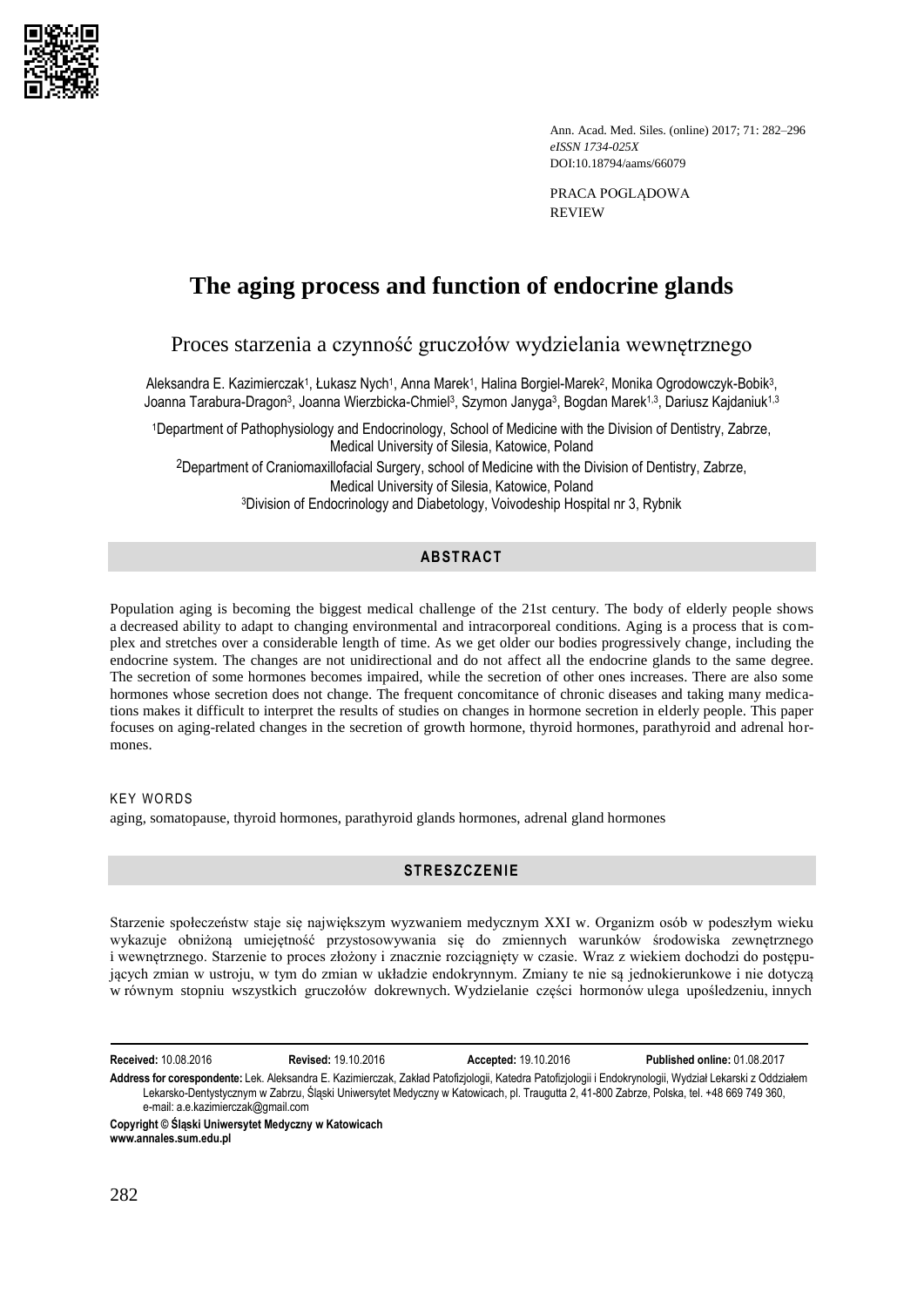Ann. Acad. Med. Siles. (online) 2017; 71: 282–296
*eISSN 1734-025X*
DOI:10.18794/aams/66079

PRACA POGLĄDOWA
REVIEW

# The aging process and function of endocrine glands

## Proces starzenia a czynność gruczołów wydzielania wewnętrznego

Aleksandra E. Kazimierczak[1], Łukasz Nych[1], Anna Marek[1], Halina Borgiel-Marek[2], Monika Ogrodowczyk-Bobik[3], Joanna Tarabura-Dragon[3], Joanna Wierzbicka-Chmiel[3], Szymon Janyga[3], Bogdan Marek[1,3], Dariusz Kajdaniuk[1,3]

[1]Department of Pathophysiology and Endocrinology, School of Medicine with the Division of Dentistry, Zabrze, Medical University of Silesia, Katowice, Poland

[2]Department of Craniomaxillofacial Surgery, school of Medicine with the Division of Dentistry, Zabrze, Medical University of Silesia, Katowice, Poland

[3]Division of Endocrinology and Diabetology, Voivodeship Hospital nr 3, Rybnik

## ABSTRACT

Population aging is becoming the biggest medical challenge of the 21st century. The body of elderly people shows a decreased ability to adapt to changing environmental and intracorporeal conditions. Aging is a process that is complex and stretches over a considerable length of time. As we get older our bodies progressively change, including the endocrine system. The changes are not unidirectional and do not affect all the endocrine glands to the same degree. The secretion of some hormones becomes impaired, while the secretion of other ones increases. There are also some hormones whose secretion does not change. The frequent concomitance of chronic diseases and taking many medications makes it difficult to interpret the results of studies on changes in hormone secretion in elderly people. This paper focuses on aging-related changes in the secretion of growth hormone, thyroid hormones, parathyroid and adrenal hormones.

KEY WORDS

aging, somatopause, thyroid hormones, parathyroid glands hormones, adrenal gland hormones

## STRESZCZENIE

Starzenie społeczeństw staje się największym wyzwaniem medycznym XXI w. Organizm osób w podeszłym wieku wykazuje obniżoną umiejętność przystosowywania się do zmiennych warunków środowiska zewnętrznego i wewnętrznego. Starzenie to proces złożony i znacznie rozciągnięty w czasie. Wraz z wiekiem dochodzi do postępujących zmian w ustroju, w tym do zmian w układzie endokrynnym. Zmiany te nie są jednokierunkowe i nie dotyczą w równym stopniu wszystkich gruczołów dokrewnych. Wydzielanie części hormonów ulega upośledzeniu, innych

**Received:** 10.08.2016 **Revised:** 19.10.2016 **Accepted:** 19.10.2016 **Published online:** 01.08.2017

**Address for corespondente:** Lek. Aleksandra E. Kazimierczak, Zakład Patofizjologii, Katedra Patofizjologii i Endokrynologii, Wydział Lekarski z Oddziałem Lekarsko-Dentystycznym w Zabrzu, Śląski Uniwersytet Medyczny w Katowicach, pl. Traugutta 2, 41-800 Zabrze, Polska, tel. +48 669 749 360, e-mail: a.e.kazimierczak@gmail.com

**Copyright © Śląski Uniwersytet Medyczny w Katowicach**
**www.annales.sum.edu.pl**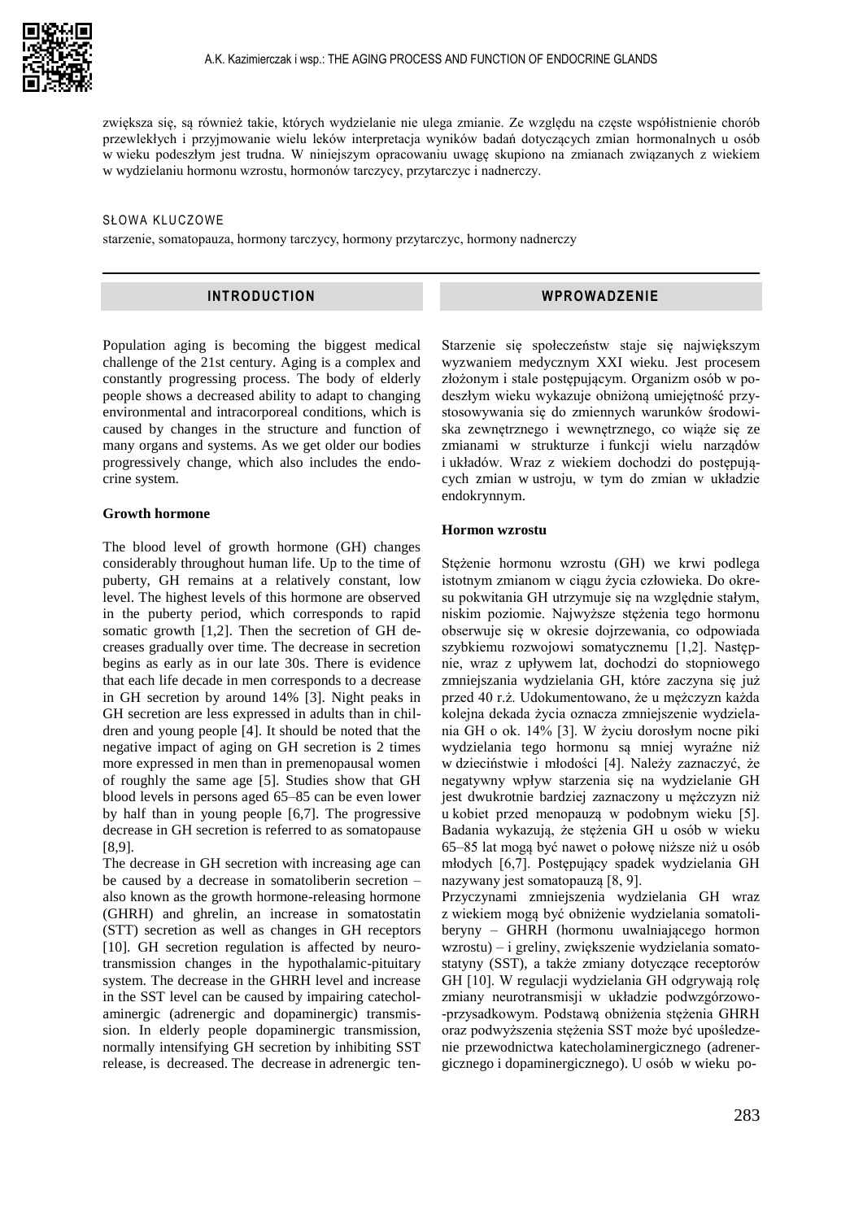zwiększa się, są również takie, których wydzielanie nie ulega zmianie. Ze względu na częste współistnienie chorób przewlekłych i przyjmowanie wielu leków interpretacja wyników badań dotyczących zmian hormonalnych u osób w wieku podeszłym jest trudna. W niniejszym opracowaniu uwagę skupiono na zmianach związanych z wiekiem w wydzielaniu hormonu wzrostu, hormonów tarczycy, przytarczyc i nadnerczy.

SŁOWA KLUCZOWE

starzenie, somatopauza, hormony tarczycy, hormony przytarczyc, hormony nadnerczy

## INTRODUCTION

Population aging is becoming the biggest medical challenge of the 21st century. Aging is a complex and constantly progressing process. The body of elderly people shows a decreased ability to adapt to changing environmental and intracorporeal conditions, which is caused by changes in the structure and function of many organs and systems. As we get older our bodies progressively change, which also includes the endocrine system.

### Growth hormone

The blood level of growth hormone (GH) changes considerably throughout human life. Up to the time of puberty, GH remains at a relatively constant, low level. The highest levels of this hormone are observed in the puberty period, which corresponds to rapid somatic growth [1,2]. Then the secretion of GH decreases gradually over time. The decrease in secretion begins as early as in our late 30s. There is evidence that each life decade in men corresponds to a decrease in GH secretion by around 14% [3]. Night peaks in GH secretion are less expressed in adults than in children and young people [4]. It should be noted that the negative impact of aging on GH secretion is 2 times more expressed in men than in premenopausal women of roughly the same age [5]. Studies show that GH blood levels in persons aged 65–85 can be even lower by half than in young people [6,7]. The progressive decrease in GH secretion is referred to as somatopause [8,9].

The decrease in GH secretion with increasing age can be caused by a decrease in somatoliberin secretion – also known as the growth hormone-releasing hormone (GHRH) and ghrelin, an increase in somatostatin (STT) secretion as well as changes in GH receptors [10]. GH secretion regulation is affected by neurotransmission changes in the hypothalamic-pituitary system. The decrease in the GHRH level and increase in the SST level can be caused by impairing catecholaminergic (adrenergic and dopaminergic) transmission. In elderly people dopaminergic transmission, normally intensifying GH secretion by inhibiting SST release, is decreased. The decrease in adrenergic ten-

## WPROWADZENIE

Starzenie się społeczeństw staje się największym wyzwaniem medycznym XXI wieku. Jest procesem złożonym i stale postępującym. Organizm osób w podeszłym wieku wykazuje obniżoną umiejętność przystosowywania się do zmiennych warunków środowiska zewnętrznego i wewnętrznego, co wiąże się ze zmianami w strukturze i funkcji wielu narządów i układów. Wraz z wiekiem dochodzi do postępujących zmian w ustroju, w tym do zmian w układzie endokrynnym.

### Hormon wzrostu

Stężenie hormonu wzrostu (GH) we krwi podlega istotnym zmianom w ciągu życia człowieka. Do okresu pokwitania GH utrzymuje się na względnie stałym, niskim poziomie. Najwyższe stężenia tego hormonu obserwuje się w okresie dojrzewania, co odpowiada szybkiemu rozwojowi somatycznemu [1,2]. Następnie, wraz z upływem lat, dochodzi do stopniowego zmniejszania wydzielania GH, które zaczyna się już przed 40 r.ż. Udokumentowano, że u mężczyzn każda kolejna dekada życia oznacza zmniejszenie wydzielania GH o ok. 14% [3]. W życiu dorosłym nocne piki wydzielania tego hormonu są mniej wyraźne niż w dzieciństwie i młodości [4]. Należy zaznaczyć, że negatywny wpływ starzenia się na wydzielanie GH jest dwukrotnie bardziej zaznaczony u mężczyzn niż u kobiet przed menopauzą w podobnym wieku [5]. Badania wykazują, że stężenia GH u osób w wieku 65–85 lat mogą być nawet o połowę niższe niż u osób młodych [6,7]. Postępujący spadek wydzielania GH nazywany jest somatopauzą [8, 9].

Przyczynami zmniejszenia wydzielania GH wraz z wiekiem mogą być obniżenie wydzielania somatoliberyny – GHRH (hormonu uwalniającego hormon wzrostu) – i greliny, zwiększenie wydzielania somatostatyny (SST), a także zmiany dotyczące receptorów GH [10]. W regulacji wydzielania GH odgrywają rolę zmiany neurotransmisji w układzie podwzgórzowo-przysadkowym. Podstawą obniżenia stężenia GHRH oraz podwyższenia stężenia SST może być upośledzenie przewodnictwa katecholaminergicznego (adrenergicznego i dopaminergicznego). U osób w wieku po-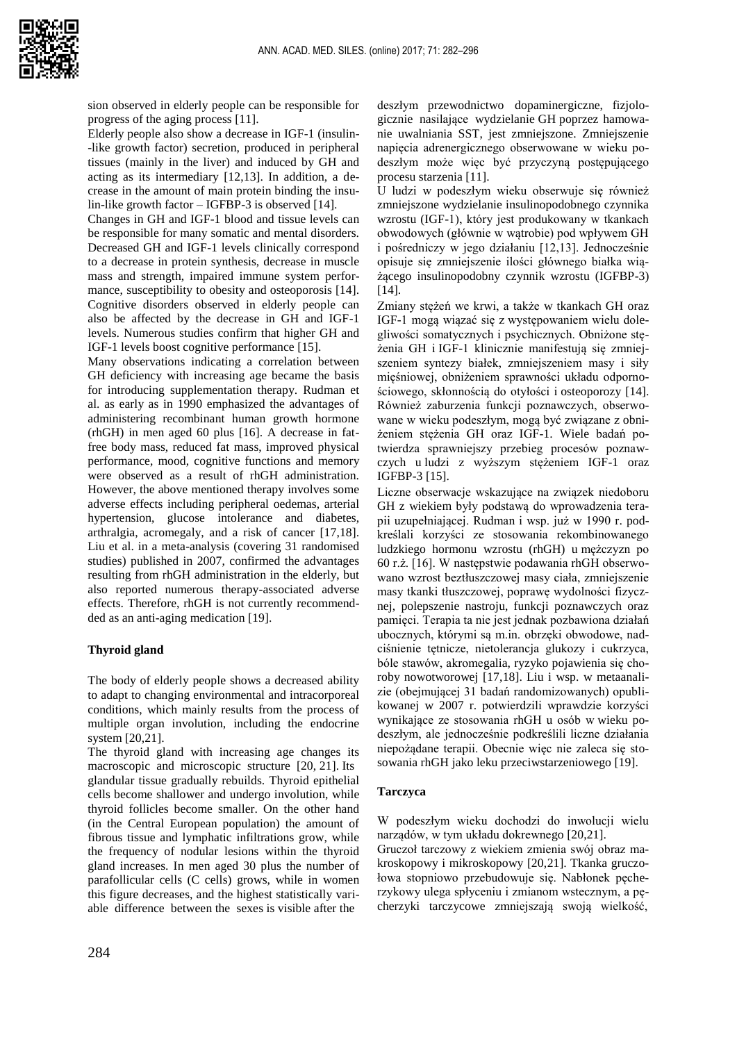sion observed in elderly people can be responsible for progress of the aging process [11].

Elderly people also show a decrease in IGF-1 (insulin-like growth factor) secretion, produced in peripheral tissues (mainly in the liver) and induced by GH and acting as its intermediary [12,13]. In addition, a decrease in the amount of main protein binding the insulin-like growth factor – IGFBP-3 is observed [14].

Changes in GH and IGF-1 blood and tissue levels can be responsible for many somatic and mental disorders. Decreased GH and IGF-1 levels clinically correspond to a decrease in protein synthesis, decrease in muscle mass and strength, impaired immune system performance, susceptibility to obesity and osteoporosis [14]. Cognitive disorders observed in elderly people can also be affected by the decrease in GH and IGF-1 levels. Numerous studies confirm that higher GH and IGF-1 levels boost cognitive performance [15].

Many observations indicating a correlation between GH deficiency with increasing age became the basis for introducing supplementation therapy. Rudman et al. as early as in 1990 emphasized the advantages of administering recombinant human growth hormone (rhGH) in men aged 60 plus [16]. A decrease in fat-free body mass, reduced fat mass, improved physical performance, mood, cognitive functions and memory were observed as a result of rhGH administration. However, the above mentioned therapy involves some adverse effects including peripheral oedemas, arterial hypertension, glucose intolerance and diabetes, arthralgia, acromegaly, and a risk of cancer [17,18]. Liu et al. in a meta-analysis (covering 31 randomised studies) published in 2007, confirmed the advantages resulting from rhGH administration in the elderly, but also reported numerous therapy-associated adverse effects. Therefore, rhGH is not currently recommended as an anti-aging medication [19].

## Thyroid gland

The body of elderly people shows a decreased ability to adapt to changing environmental and intracorporeal conditions, which mainly results from the process of multiple organ involution, including the endocrine system [20,21].

The thyroid gland with increasing age changes its macroscopic and microscopic structure [20, 21]. Its glandular tissue gradually rebuilds. Thyroid epithelial cells become shallower and undergo involution, while thyroid follicles become smaller. On the other hand (in the Central European population) the amount of fibrous tissue and lymphatic infiltrations grow, while the frequency of nodular lesions within the thyroid gland increases. In men aged 30 plus the number of parafollicular cells (C cells) grows, while in women this figure decreases, and the highest statistically variable difference between the sexes is visible after the

deszłym przewodnictwo dopaminergiczne, fizjologicznie nasilające wydzielanie GH poprzez hamowanie uwalniania SST, jest zmniejszone. Zmniejszenie napięcia adrenergicznego obserwowane w wieku podeszłym może więc być przyczyną postępującego procesu starzenia [11].

U ludzi w podeszłym wieku obserwuje się również zmniejszone wydzielanie insulinopodobnego czynnika wzrostu (IGF-1), który jest produkowany w tkankach obwodowych (głównie w wątrobie) pod wpływem GH i pośredniczy w jego działaniu [12,13]. Jednocześnie opisuje się zmniejszenie ilości głównego białka wiążącego insulinopodobny czynnik wzrostu (IGFBP-3) [14].

Zmiany stężeń we krwi, a także w tkankach GH oraz IGF-1 mogą wiązać się z występowaniem wielu dolegliwości somatycznych i psychicznych. Obniżone stężenia GH i IGF-1 klinicznie manifestują się zmniejszeniem syntezy białek, zmniejszeniem masy i siły mięśniowej, obniżeniem sprawności układu odpornościowego, skłonnością do otyłości i osteoporozy [14]. Również zaburzenia funkcji poznawczych, obserwowane w wieku podeszłym, mogą być związane z obniżeniem stężenia GH oraz IGF-1. Wiele badań potwierdza sprawniejszy przebieg procesów poznawczych u ludzi z wyższym stężeniem IGF-1 oraz IGFBP-3 [15].

Liczne obserwacje wskazujące na związek niedoboru GH z wiekiem były podstawą do wprowadzenia terapii uzupełniającej. Rudman i wsp. już w 1990 r. podkreślali korzyści ze stosowania rekombinowanego ludzkiego hormonu wzrostu (rhGH) u mężczyzn po 60 r.ż. [16]. W następstwie podawania rhGH obserwowano wzrost beztłuszczowej masy ciała, zmniejszenie masy tkanki tłuszczowej, poprawę wydolności fizycznej, polepszenie nastroju, funkcji poznawczych oraz pamięci. Terapia ta nie jest jednak pozbawiona działań ubocznych, którymi są m.in. obrzęki obwodowe, nadciśnienie tętnicze, nietolerancja glukozy i cukrzyca, bóle stawów, akromegalia, ryzyko pojawienia się choroby nowotworowej [17,18]. Liu i wsp. w metaanalizie (obejmującej 31 badań randomizowanych) opublikowanej w 2007 r. potwierdzili wprawdzie korzyści wynikające ze stosowania rhGH u osób w wieku podeszłym, ale jednocześnie podkreślili liczne działania niepożądane terapii. Obecnie więc nie zaleca się stosowania rhGH jako leku przeciwstarzeniowego [19].

## Tarczyca

W podeszłym wieku dochodzi do inwolucji wielu narządów, w tym układu dokrewnego [20,21].

Gruczoł tarczowy z wiekiem zmienia swój obraz makroskopowy i mikroskopowy [20,21]. Tkanka gruczołowa stopniowo przebudowuje się. Nabłonek pęcherzykowy ulega spłyceniu i zmianom wstecznym, a pęcherzyki tarczycowe zmniejszają swoją wielkość,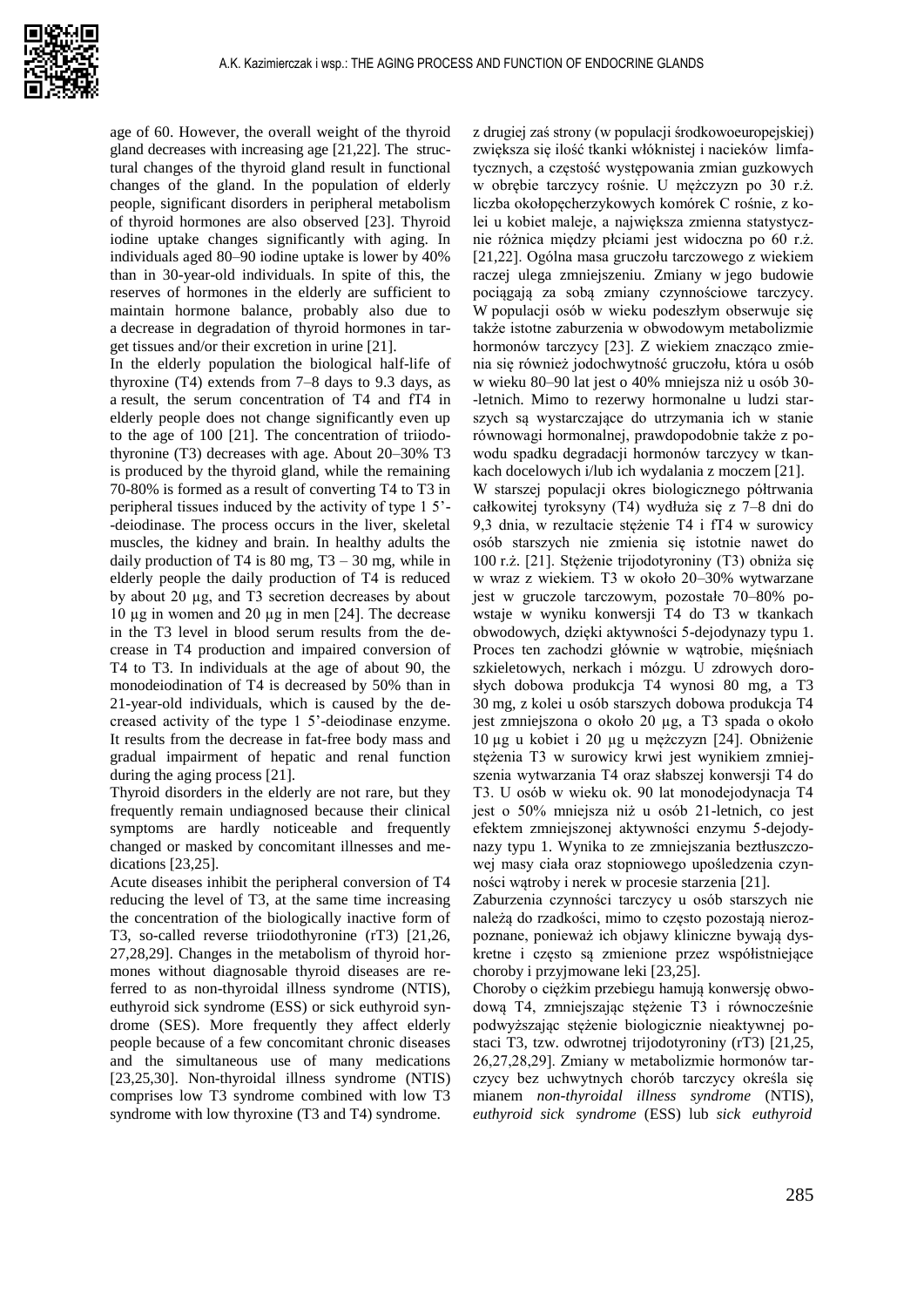age of 60. However, the overall weight of the thyroid gland decreases with increasing age [21,22]. The structural changes of the thyroid gland result in functional changes of the gland. In the population of elderly people, significant disorders in peripheral metabolism of thyroid hormones are also observed [23]. Thyroid iodine uptake changes significantly with aging. In individuals aged 80–90 iodine uptake is lower by 40% than in 30-year-old individuals. In spite of this, the reserves of hormones in the elderly are sufficient to maintain hormone balance, probably also due to a decrease in degradation of thyroid hormones in target tissues and/or their excretion in urine [21].

In the elderly population the biological half-life of thyroxine (T4) extends from 7–8 days to 9.3 days, as a result, the serum concentration of T4 and fT4 in elderly people does not change significantly even up to the age of 100 [21]. The concentration of triiodothyronine (T3) decreases with age. About 20–30% T3 is produced by the thyroid gland, while the remaining 70-80% is formed as a result of converting T4 to T3 in peripheral tissues induced by the activity of type 1 5'-deiodinase. The process occurs in the liver, skeletal muscles, the kidney and brain. In healthy adults the daily production of T4 is 80 mg, T3 – 30 mg, while in elderly people the daily production of T4 is reduced by about 20 µg, and T3 secretion decreases by about 10 µg in women and 20 µg in men [24]. The decrease in the T3 level in blood serum results from the decrease in T4 production and impaired conversion of T4 to T3. In individuals at the age of about 90, the monodeiodination of T4 is decreased by 50% than in 21-year-old individuals, which is caused by the decreased activity of the type 1 5'-deiodinase enzyme. It results from the decrease in fat-free body mass and gradual impairment of hepatic and renal function during the aging process [21].

Thyroid disorders in the elderly are not rare, but they frequently remain undiagnosed because their clinical symptoms are hardly noticeable and frequently changed or masked by concomitant illnesses and medications [23,25].

Acute diseases inhibit the peripheral conversion of T4 reducing the level of T3, at the same time increasing the concentration of the biologically inactive form of T3, so-called reverse triiodothyronine (rT3) [21,26, 27,28,29]. Changes in the metabolism of thyroid hormones without diagnosable thyroid diseases are referred to as non-thyroidal illness syndrome (NTIS), euthyroid sick syndrome (ESS) or sick euthyroid syndrome (SES). More frequently they affect elderly people because of a few concomitant chronic diseases and the simultaneous use of many medications [23,25,30]. Non-thyroidal illness syndrome (NTIS) comprises low T3 syndrome combined with low T3 syndrome with low thyroxine (T3 and T4) syndrome.

z drugiej zaś strony (w populacji środkowoeuropejskiej) zwiększa się ilość tkanki włóknistej i nacieków limfatycznych, a częstość występowania zmian guzkowych w obrębie tarczycy rośnie. U mężczyzn po 30 r.ż. liczba okołopęcherzykowych komórek C rośnie, z kolei u kobiet maleje, a największa zmienna statystycznie różnica między płciami jest widoczna po 60 r.ż. [21,22]. Ogólna masa gruczołu tarczowego z wiekiem raczej ulega zmniejszeniu. Zmiany w jego budowie pociągają za sobą zmiany czynnościowe tarczycy. W populacji osób w wieku podeszłym obserwuje się także istotne zaburzenia w obwodowym metabolizmie hormonów tarczycy [23]. Z wiekiem znacząco zmienia się również jodochwytność gruczołu, która u osób w wieku 80–90 lat jest o 40% mniejsza niż u osób 30--letnich. Mimo to rezerwy hormonalne u ludzi starszych są wystarczające do utrzymania ich w stanie równowagi hormonalnej, prawdopodobnie także z powodu spadku degradacji hormonów tarczycy w tkankach docelowych i/lub ich wydalania z moczem [21].

W starszej populacji okres biologicznego półtrwania całkowitej tyroksyny (T4) wydłuża się z 7–8 dni do 9,3 dnia, w rezultacie stężenie T4 i fT4 w surowicy osób starszych nie zmienia się istotnie nawet do 100 r.ż. [21]. Stężenie trijodotyroniny (T3) obniża się w wraz z wiekiem. T3 w około 20–30% wytwarzane jest w gruczole tarczowym, pozostałe 70–80% powstaje w wyniku konwersji T4 do T3 w tkankach obwodowych, dzięki aktywności 5-dejodynazy typu 1. Proces ten zachodzi głównie w wątrobie, mięśniach szkieletowych, nerkach i mózgu. U zdrowych dorosłych dobowa produkcja T4 wynosi 80 mg, a T3 30 mg, z kolei u osób starszych dobowa produkcja T4 jest zmniejszona o około 20 µg, a T3 spada o około 10 µg u kobiet i 20 µg u mężczyzn [24]. Obniżenie stężenia T3 w surowicy krwi jest wynikiem zmniejszenia wytwarzania T4 oraz słabszej konwersji T4 do T3. U osób w wieku ok. 90 lat monodejodynacja T4 jest o 50% mniejsza niż u osób 21-letnich, co jest efektem zmniejszonej aktywności enzymu 5-dejodynazy typu 1. Wynika to ze zmniejszania beztłuszczowej masy ciała oraz stopniowego upośledzenia czynności wątroby i nerek w procesie starzenia [21].

Zaburzenia czynności tarczycy u osób starszych nie należą do rzadkości, mimo to często pozostają nierozpoznane, ponieważ ich objawy kliniczne bywają dyskretne i często są zmienione przez współistniejące choroby i przyjmowane leki [23,25].

Choroby o ciężkim przebiegu hamują konwersję obwodową T4, zmniejszając stężenie T3 i równocześnie podwyższając stężenie biologicznie nieaktywnej postaci T3, tzw. odwrotnej trijodotyroniny (rT3) [21,25, 26,27,28,29]. Zmiany w metabolizmie hormonów tarczycy bez uchwytnych chorób tarczycy określa się mianem *non-thyroidal illness syndrome* (NTIS), *euthyroid sick syndrome* (ESS) lub *sick euthyroid*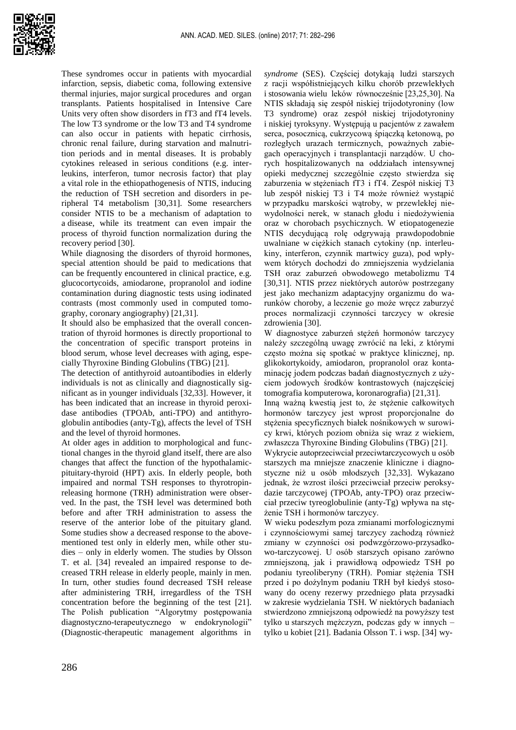These syndromes occur in patients with myocardial infarction, sepsis, diabetic coma, following extensive thermal injuries, major surgical procedures and organ transplants. Patients hospitalised in Intensive Care Units very often show disorders in fT3 and fT4 levels. The low T3 syndrome or the low T3 and T4 syndrome can also occur in patients with hepatic cirrhosis, chronic renal failure, during starvation and malnutrition periods and in mental diseases. It is probably cytokines released in serious conditions (e.g. interleukins, interferon, tumor necrosis factor) that play a vital role in the ethiopathogenesis of NTIS, inducing the reduction of TSH secretion and disorders in peripheral T4 metabolism [30,31]. Some researchers consider NTIS to be a mechanism of adaptation to a disease, while its treatment can even impair the process of thyroid function normalization during the recovery period [30].

While diagnosing the disorders of thyroid hormones, special attention should be paid to medications that can be frequently encountered in clinical practice, e.g. glucocortycoids, amiodarone, propranolol and iodine contamination during diagnostic tests using iodinated contrasts (most commonly used in computed tomography, coronary angiography) [21,31].

It should also be emphasized that the overall concentration of thyroid hormones is directly proportional to the concentration of specific transport proteins in blood serum, whose level decreases with aging, especially Thyroxine Binding Globulins (TBG) [21].

The detection of antithyroid autoantibodies in elderly individuals is not as clinically and diagnostically significant as in younger individuals [32,33]. However, it has been indicated that an increase in thyroid peroxidase antibodies (TPOAb, anti-TPO) and antithyroglobulin antibodies (anty-Tg), affects the level of TSH and the level of thyroid hormones.

At older ages in addition to morphological and functional changes in the thyroid gland itself, there are also changes that affect the function of the hypothalamic-pituitary-thyroid (HPT) axis. In elderly people, both impaired and normal TSH responses to thyrotropin-releasing hormone (TRH) administration were observed. In the past, the TSH level was determined both before and after TRH administration to assess the reserve of the anterior lobe of the pituitary gland. Some studies show a decreased response to the above-mentioned test only in elderly men, while other studies – only in elderly women. The studies by Olsson T. et al. [34] revealed an impaired response to decreased TRH release in elderly people, mainly in men. In turn, other studies found decreased TSH release after administering TRH, irregardless of the TSH concentration before the beginning of the test [21]. The Polish publication "Algorytmy postępowania diagnostyczno-terapeutycznego w endokrynologii" (Diagnostic-therapeutic management algorithms in

*syndrome* (SES). Częściej dotykają ludzi starszych z racji współistniejących kilku chorób przewlekłych i stosowania wielu leków równocześnie [23,25,30]. Na NTIS składają się zespół niskiej trijodotyroniny (low T3 syndrome) oraz zespół niskiej trijodotyroniny i niskiej tyroksyny. Występują u pacjentów z zawałem serca, posocznicą, cukrzycową śpiączką ketonową, po rozległych urazach termicznych, poważnych zabiegach operacyjnych i transplantacji narządów. U chorych hospitalizowanych na oddziałach intensywnej opieki medycznej szczególnie często stwierdza się zaburzenia w stężeniach fT3 i fT4. Zespół niskiej T3 lub zespół niskiej T3 i T4 może również wystąpić w przypadku marskości wątroby, w przewlekłej niewydolności nerek, w stanach głodu i niedożywienia oraz w chorobach psychicznych. W etiopatogenezie NTIS decydującą rolę odgrywają prawdopodobnie uwalniane w ciężkich stanach cytokiny (np. interleukiny, interferon, czynnik martwicy guza), pod wpływem których dochodzi do zmniejszenia wydzielania TSH oraz zaburzeń obwodowego metabolizmu T4 [30,31]. NTIS przez niektórych autorów postrzegany jest jako mechanizm adaptacyjny organizmu do warunków choroby, a leczenie go może wręcz zaburzyć proces normalizacji czynności tarczycy w okresie zdrowienia [30].

W diagnostyce zaburzeń stężeń hormonów tarczycy należy szczególną uwagę zwrócić na leki, z którymi często można się spotkać w praktyce klinicznej, np. glikokortykoidy, amiodaron, propranolol oraz kontaminację jodem podczas badań diagnostycznych z użyciem jodowych środków kontrastowych (najczęściej tomografia komputerowa, koronarografia) [21,31].

Inną ważną kwestią jest to, że stężenie całkowitych hormonów tarczycy jest wprost proporcjonalne do stężenia specyficznych białek nośnikowych w surowicy krwi, których poziom obniża się wraz z wiekiem, zwłaszcza Thyroxine Binding Globulins (TBG) [21].

Wykrycie autoprzeciwciał przeciwtarczycowych u osób starszych ma mniejsze znaczenie kliniczne i diagnostyczne niż u osób młodszych [32,33]. Wykazano jednak, że wzrost ilości przeciwciał przeciw peroksydazie tarczycowej (TPOAb, anty-TPO) oraz przeciwciał przeciw tyreoglobulinie (anty-Tg) wpływa na stężenie TSH i hormonów tarczycy.

W wieku podeszłym poza zmianami morfologicznymi i czynnościowymi samej tarczycy zachodzą również zmiany w czynności osi podwzgórzowo-przysadkowo-tarczycowej. U osób starszych opisano zarówno zmniejszoną, jak i prawidłową odpowiedź TSH po podaniu tyreoliberyny (TRH). Pomiar stężenia TSH przed i po dożylnym podaniu TRH był kiedyś stosowany do oceny rezerwy przedniego płata przysadki w zakresie wydzielania TSH. W niektórych badaniach stwierdzono zmniejszoną odpowiedź na powyższy test tylko u starszych mężczyzn, podczas gdy w innych – tylko u kobiet [21]. Badania Olsson T. i wsp. [34] wy-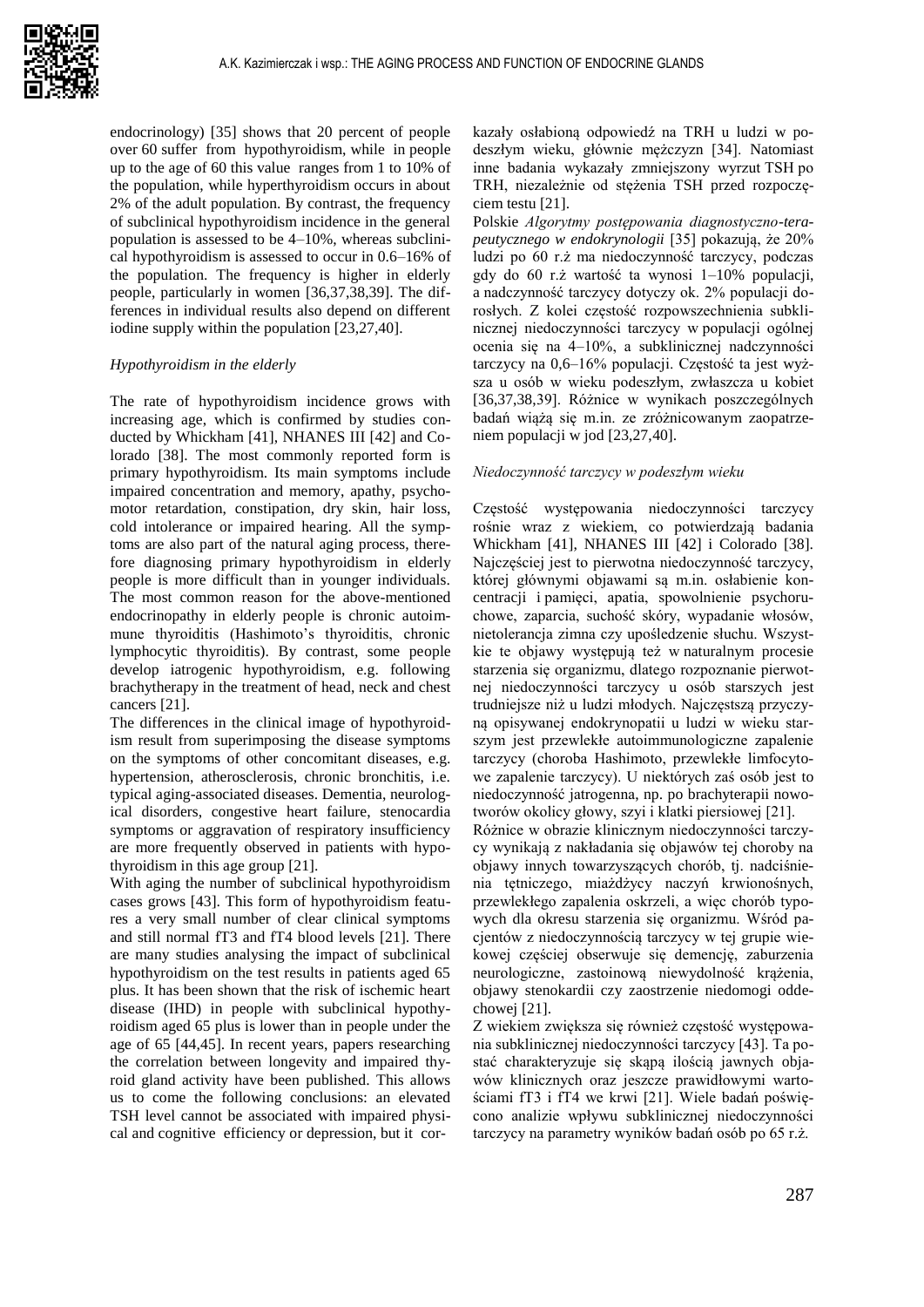endocrinology) [35] shows that 20 percent of people over 60 suffer from hypothyroidism, while in people up to the age of 60 this value ranges from 1 to 10% of the population, while hyperthyroidism occurs in about 2% of the adult population. By contrast, the frequency of subclinical hypothyroidism incidence in the general population is assessed to be 4–10%, whereas subclinical hypothyroidism is assessed to occur in 0.6–16% of the population. The frequency is higher in elderly people, particularly in women [36,37,38,39]. The differences in individual results also depend on different iodine supply within the population [23,27,40].

*Hypothyroidism in the elderly*

The rate of hypothyroidism incidence grows with increasing age, which is confirmed by studies conducted by Whickham [41], NHANES III [42] and Colorado [38]. The most commonly reported form is primary hypothyroidism. Its main symptoms include impaired concentration and memory, apathy, psychomotor retardation, constipation, dry skin, hair loss, cold intolerance or impaired hearing. All the symptoms are also part of the natural aging process, therefore diagnosing primary hypothyroidism in elderly people is more difficult than in younger individuals. The most common reason for the above-mentioned endocrinopathy in elderly people is chronic autoimmune thyroiditis (Hashimoto's thyroiditis, chronic lymphocytic thyroiditis). By contrast, some people develop iatrogenic hypothyroidism, e.g. following brachytherapy in the treatment of head, neck and chest cancers [21].

The differences in the clinical image of hypothyroidism result from superimposing the disease symptoms on the symptoms of other concomitant diseases, e.g. hypertension, atherosclerosis, chronic bronchitis, i.e. typical aging-associated diseases. Dementia, neurological disorders, congestive heart failure, stenocardia symptoms or aggravation of respiratory insufficiency are more frequently observed in patients with hypothyroidism in this age group [21].

With aging the number of subclinical hypothyroidism cases grows [43]. This form of hypothyroidism features a very small number of clear clinical symptoms and still normal fT3 and fT4 blood levels [21]. There are many studies analysing the impact of subclinical hypothyroidism on the test results in patients aged 65 plus. It has been shown that the risk of ischemic heart disease (IHD) in people with subclinical hypothyroidism aged 65 plus is lower than in people under the age of 65 [44,45]. In recent years, papers researching the correlation between longevity and impaired thyroid gland activity have been published. This allows us to come the following conclusions: an elevated TSH level cannot be associated with impaired physical and cognitive efficiency or depression, but it correlates with longer survival. Other studies showed a weakened response to TRH in elderly people, mainly men [34]. By contrast, other studies showed a decreased TSH release after TRH, regardless of TSH concentration before the start of the test [21].

kazały osłabioną odpowiedź na TRH u ludzi w podeszłym wieku, głównie mężczyzn [34]. Natomiast inne badania wykazały zmniejszony wyrzut TSH po TRH, niezależnie od stężenia TSH przed rozpoczęciem testu [21].

Polskie *Algorytmy postępowania diagnostyczno-terapeutycznego w endokrynologii* [35] pokazują, że 20% ludzi po 60 r.ż ma niedoczynność tarczycy, podczas gdy do 60 r.ż wartość ta wynosi 1–10% populacji, a nadczynność tarczycy dotyczy ok. 2% populacji dorosłych. Z kolei częstość rozpowszechnienia subklinicznej niedoczynności tarczycy w populacji ogólnej ocenia się na 4–10%, a subklinicznej nadczynności tarczycy na 0,6–16% populacji. Częstość ta jest wyższa u osób w wieku podeszłym, zwłaszcza u kobiet [36,37,38,39]. Różnice w wynikach poszczególnych badań wiążą się m.in. ze zróżnicowanym zaopatrzeniem populacji w jod [23,27,40].

*Niedoczynność tarczycy w podeszłym wieku*

Częstość występowania niedoczynności tarczycy rośnie wraz z wiekiem, co potwierdzają badania Whickham [41], NHANES III [42] i Colorado [38]. Najczęściej jest to pierwotna niedoczynność tarczycy, której głównymi objawami są m.in. osłabienie koncentracji i pamięci, apatia, spowolnienie psychoruchowe, zaparcia, suchość skóry, wypadanie włosów, nietolerancja zimna czy upośledzenie słuchu. Wszystkie te objawy występują też w naturalnym procesie starzenia się organizmu, dlatego rozpoznanie pierwotnej niedoczynności tarczycy u osób starszych jest trudniejsze niż u ludzi młodych. Najczęstszą przyczyną opisywanej endokrynopatii u ludzi w wieku starszym jest przewlekłe autoimmunologiczne zapalenie tarczycy (choroba Hashimoto, przewlekłe limfocytowe zapalenie tarczycy). U niektórych zaś osób jest to niedoczynność jatrogenna, np. po brachyterapii nowotworów okolicy głowy, szyi i klatki piersiowej [21].

Różnice w obrazie klinicznym niedoczynności tarczycy wynikają z nakładania się objawów tej choroby na objawy innych towarzyszących chorób, tj. nadciśnienia tętniczego, miażdżycy naczyń krwionośnych, przewlekłego zapalenia oskrzeli, a więc chorób typowych dla okresu starzenia się organizmu. Wśród pacjentów z niedoczynnością tarczycy w tej grupie wiekowej częściej obserwuje się demencję, zaburzenia neurologiczne, zastoinową niewydolność krążenia, objawy stenokardii czy zaostrzenie niedomogi oddechowej [21].

Z wiekiem zwiększa się również częstość występowania subklinicznej niedoczynności tarczycy [43]. Ta postać charakteryzuje się skąpą ilością jawnych objawów klinicznych oraz jeszcze prawidłowymi wartościami fT3 i fT4 we krwi [21]. Wiele badań poświęcono analizie wpływu subklinicznej niedoczynności tarczycy na parametry wyników badań osób po 65 r.ż.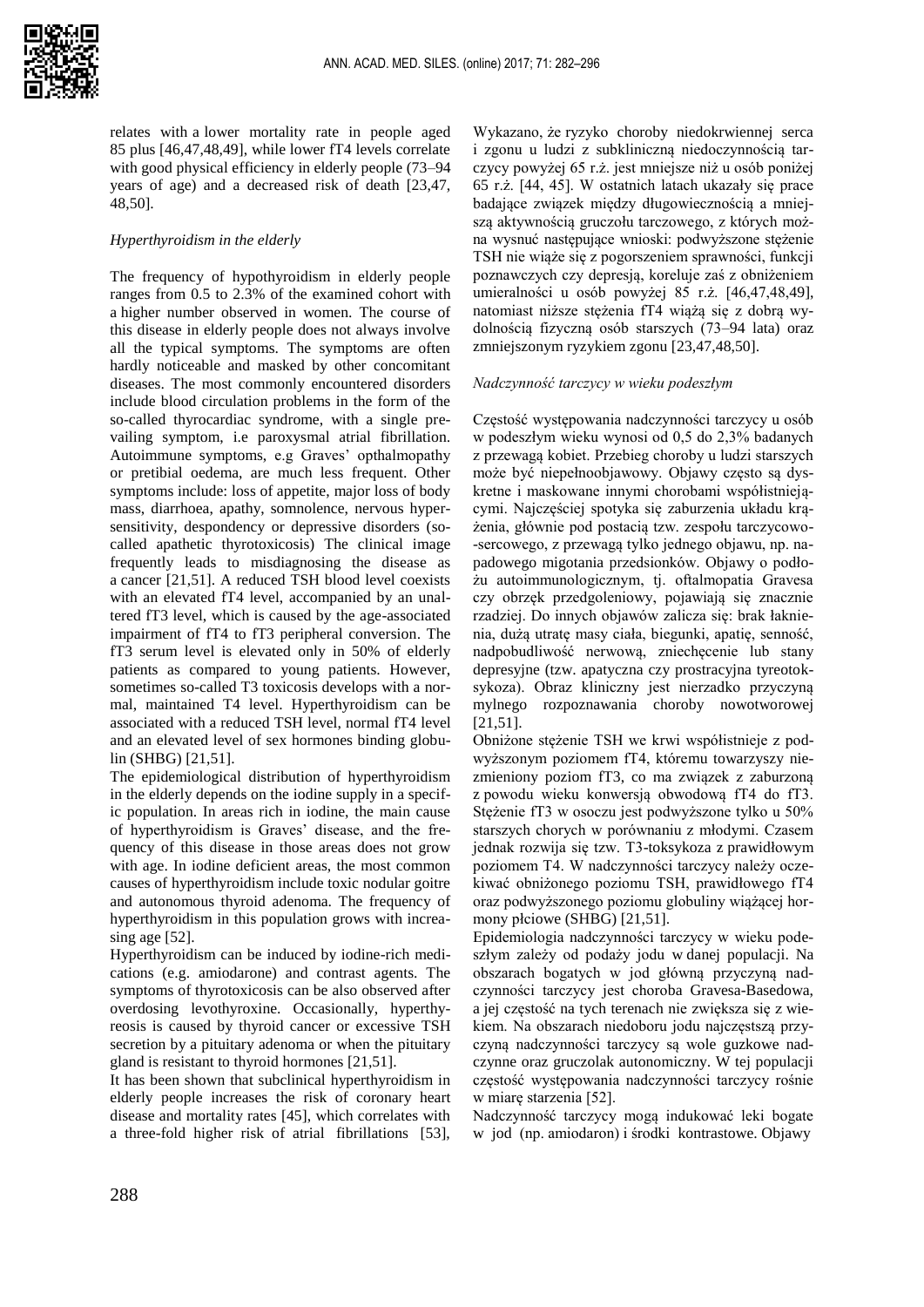relates with a lower mortality rate in people aged 85 plus [46,47,48,49], while lower fT4 levels correlate with good physical efficiency in elderly people (73–94 years of age) and a decreased risk of death [23,47, 48,50].

*Hyperthyroidism in the elderly*

The frequency of hypothyroidism in elderly people ranges from 0.5 to 2.3% of the examined cohort with a higher number observed in women. The course of this disease in elderly people does not always involve all the typical symptoms. The symptoms are often hardly noticeable and masked by other concomitant diseases. The most commonly encountered disorders include blood circulation problems in the form of the so-called thyrocardiac syndrome, with a single prevailing symptom, i.e paroxysmal atrial fibrillation. Autoimmune symptoms, e.g Graves' opthalmopathy or pretibial oedema, are much less frequent. Other symptoms include: loss of appetite, major loss of body mass, diarrhoea, apathy, somnolence, nervous hypersensitivity, despondency or depressive disorders (so-called apathetic thyrotoxicosis) The clinical image frequently leads to misdiagnosing the disease as a cancer [21,51]. A reduced TSH blood level coexists with an elevated fT4 level, accompanied by an unaltered fT3 level, which is caused by the age-associated impairment of fT4 to fT3 peripheral conversion. The fT3 serum level is elevated only in 50% of elderly patients as compared to young patients. However, sometimes so-called T3 toxicosis develops with a normal, maintained T4 level. Hyperthyroidism can be associated with a reduced TSH level, normal fT4 level and an elevated level of sex hormones binding globulin (SHBG) [21,51].

The epidemiological distribution of hyperthyroidism in the elderly depends on the iodine supply in a specific population. In areas rich in iodine, the main cause of hyperthyroidism is Graves' disease, and the frequency of this disease in those areas does not grow with age. In iodine deficient areas, the most common causes of hyperthyroidism include toxic nodular goitre and autonomous thyroid adenoma. The frequency of hyperthyroidism in this population grows with increasing age [52].

Hyperthyroidism can be induced by iodine-rich medications (e.g. amiodarone) and contrast agents. The symptoms of thyrotoxicosis can be also observed after overdosing levothyroxine. Occasionally, hyperthyreosis is caused by thyroid cancer or excessive TSH secretion by a pituitary adenoma or when the pituitary gland is resistant to thyroid hormones [21,51].

It has been shown that subclinical hyperthyroidism in elderly people increases the risk of coronary heart disease and mortality rates [45], which correlates with a three-fold higher risk of atrial fibrillations [53],

Wykazano, że ryzyko choroby niedokrwiennej serca i zgonu u ludzi z subkliniczną niedoczynnością tarczycy powyżej 65 r.ż. jest mniejsze niż u osób poniżej 65 r.ż. [44, 45]. W ostatnich latach ukazały się prace badające związek między długowiecznością a mniejszą aktywnością gruczołu tarczowego, z których można wysnuć następujące wnioski: podwyższone stężenie TSH nie wiąże się z pogorszeniem sprawności, funkcji poznawczych czy depresją, koreluje zaś z obniżeniem umieralności u osób powyżej 85 r.ż. [46,47,48,49], natomiast niższe stężenia fT4 wiążą się z dobrą wydolnością fizyczną osób starszych (73–94 lata) oraz zmniejszonym ryzykiem zgonu [23,47,48,50].

*Nadczynność tarczycy w wieku podeszłym*

Częstość występowania nadczynności tarczycy u osób w podeszłym wieku wynosi od 0,5 do 2,3% badanych z przewagą kobiet. Przebieg choroby u ludzi starszych może być niepełnoobjawowy. Objawy często są dyskretne i maskowane innymi chorobami współistniejącymi. Najczęściej spotyka się zaburzenia układu krążenia, głównie pod postacią tzw. zespołu tarczycowo--sercowego, z przewagą tylko jednego objawu, np. napadowego migotania przedsionków. Objawy o podłożu autoimmunologicznym, tj. oftalmopatia Gravesa czy obrzęk przedgoleniowy, pojawiają się znacznie rzadziej. Do innych objawów zalicza się: brak łaknienia, dużą utratę masy ciała, biegunki, apatię, senność, nadpobudliwość nerwową, zniechęcenie lub stany depresyjne (tzw. apatyczna czy prostracyjna tyreotoksykoza). Obraz kliniczny jest nierzadko przyczyną mylnego rozpoznawania choroby nowotworowej [21,51].

Obniżone stężenie TSH we krwi współistnieje z podwyższonym poziomem fT4, któremu towarzyszy niezmieniony poziom fT3, co ma związek z zaburzoną z powodu wieku konwersją obwodową fT4 do fT3. Stężenie fT3 w osoczu jest podwyższone tylko u 50% starszych chorych w porównaniu z młodymi. Czasem jednak rozwija się tzw. T3-toksykoza z prawidłowym poziomem T4. W nadczynności tarczycy należy oczekiwać obniżonego poziomu TSH, prawidłowego fT4 oraz podwyższonego poziomu globuliny wiążącej hormony płciowe (SHBG) [21,51].

Epidemiologia nadczynności tarczycy w wieku podeszłym zależy od podaży jodu w danej populacji. Na obszarach bogatych w jod główną przyczyną nadczynności tarczycy jest choroba Gravesa-Basedowa, a jej częstość na tych terenach nie zwiększa się z wiekiem. Na obszarach niedoboru jodu najczęstszą przyczyną nadczynności tarczycy są wole guzkowe nadczynne oraz gruczolak autonomiczny. W tej populacji częstość występowania nadczynności tarczycy rośnie w miarę starzenia [52].

Nadczynność tarczycy mogą indukować leki bogate w jod (np. amiodaron) i środki kontrastowe. Objawy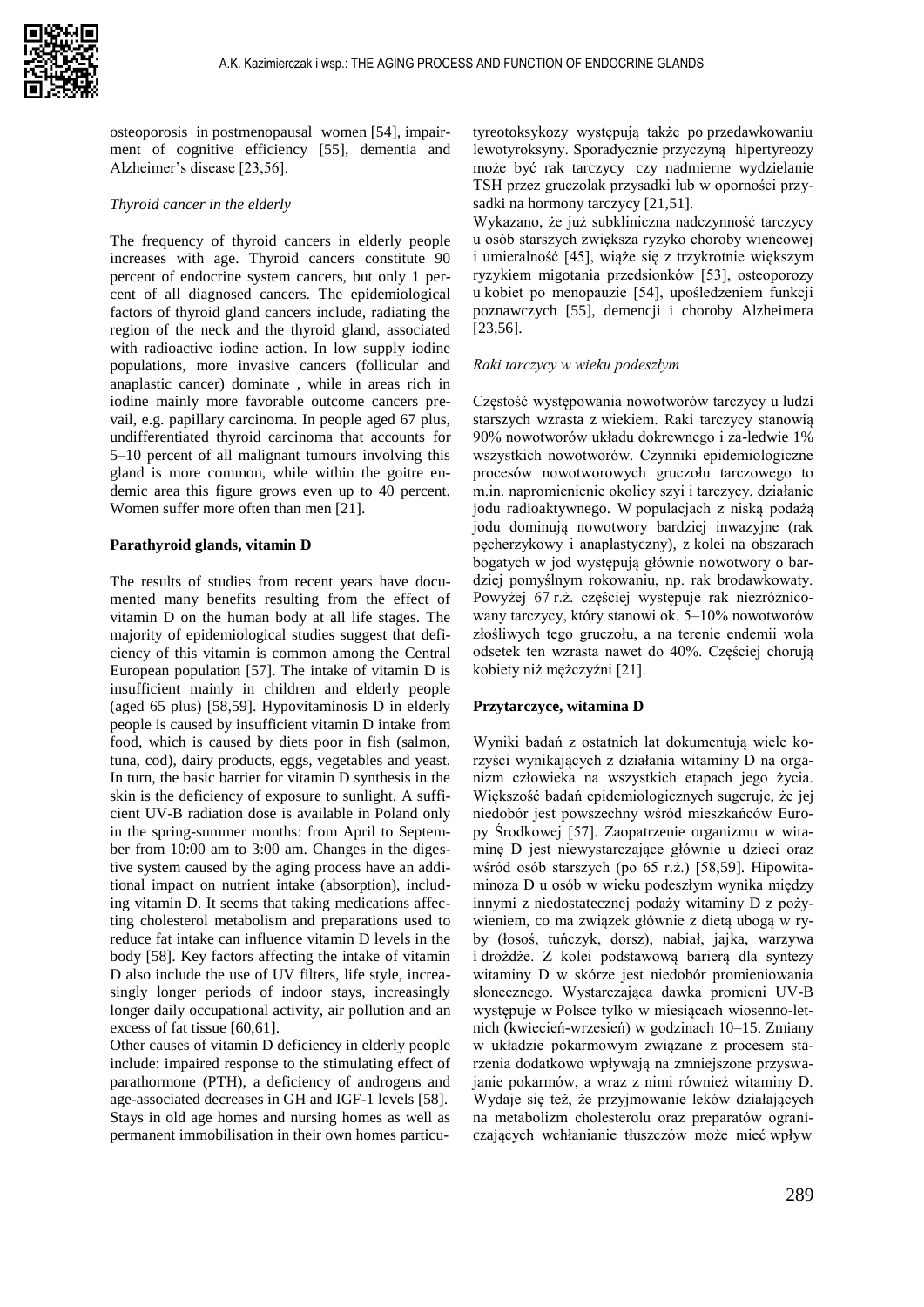osteoporosis in postmenopausal women [54], impairment of cognitive efficiency [55], dementia and Alzheimer's disease [23,56].

*Thyroid cancer in the elderly*

The frequency of thyroid cancers in elderly people increases with age. Thyroid cancers constitute 90 percent of endocrine system cancers, but only 1 percent of all diagnosed cancers. The epidemiological factors of thyroid gland cancers include, radiating the region of the neck and the thyroid gland, associated with radioactive iodine action. In low supply iodine populations, more invasive cancers (follicular and anaplastic cancer) dominate , while in areas rich in iodine mainly more favorable outcome cancers prevail, e.g. papillary carcinoma. In people aged 67 plus, undifferentiated thyroid carcinoma that accounts for 5–10 percent of all malignant tumours involving this gland is more common, while within the goitre endemic area this figure grows even up to 40 percent. Women suffer more often than men [21].

**Parathyroid glands, vitamin D**

The results of studies from recent years have documented many benefits resulting from the effect of vitamin D on the human body at all life stages. The majority of epidemiological studies suggest that deficiency of this vitamin is common among the Central European population [57]. The intake of vitamin D is insufficient mainly in children and elderly people (aged 65 plus) [58,59]. Hypovitaminosis D in elderly people is caused by insufficient vitamin D intake from food, which is caused by diets poor in fish (salmon, tuna, cod), dairy products, eggs, vegetables and yeast. In turn, the basic barrier for vitamin D synthesis in the skin is the deficiency of exposure to sunlight. A sufficient UV-B radiation dose is available in Poland only in the spring-summer months: from April to September from 10:00 am to 3:00 am. Changes in the digestive system caused by the aging process have an additional impact on nutrient intake (absorption), including vitamin D. It seems that taking medications affecting cholesterol metabolism and preparations used to reduce fat intake can influence vitamin D levels in the body [58]. Key factors affecting the intake of vitamin D also include the use of UV filters, life style, increasingly longer periods of indoor stays, increasingly longer daily occupational activity, air pollution and an excess of fat tissue [60,61].

Other causes of vitamin D deficiency in elderly people include: impaired response to the stimulating effect of parathormone (PTH), a deficiency of androgens and age-associated decreases in GH and IGF-1 levels [58]. Stays in old age homes and nursing homes as well as permanent immobilisation in their own homes particu-

tyreotoksykozy występują także po przedawkowaniu lewotyroksyny. Sporadycznie przyczyną hipertyreozy może być rak tarczycy czy nadmierne wydzielanie TSH przez gruczolak przysadki lub w oporności przysadki na hormony tarczycy [21,51].

Wykazano, że już subkliniczna nadczynność tarczycy u osób starszych zwiększa ryzyko choroby wieńcowej i umieralność [45], wiąże się z trzykrotnie większym ryzykiem migotania przedsionków [53], osteoporozy u kobiet po menopauzie [54], upośledzeniem funkcji poznawczych [55], demencji i choroby Alzheimera [23,56].

*Raki tarczycy w wieku podeszłym*

Częstość występowania nowotworów tarczycy u ludzi starszych wzrasta z wiekiem. Raki tarczycy stanowią 90% nowotworów układu dokrewnego i za-ledwie 1% wszystkich nowotworów. Czynniki epidemiologiczne procesów nowotworowych gruczołu tarczowego to m.in. napromienienie okolicy szyi i tarczycy, działanie jodu radioaktywnego. W populacjach z niską podażą jodu dominują nowotwory bardziej inwazyjne (rak pęcherzykowy i anaplastyczny), z kolei na obszarach bogatych w jod występują głównie nowotwory o bardziej pomyślnym rokowaniu, np. rak brodawkowaty. Powyżej 67 r.ż. częściej występuje rak niezróżnicowany tarczycy, który stanowi ok. 5–10% nowotworów złośliwych tego gruczołu, a na terenie endemii wola odsetek ten wzrasta nawet do 40%. Częściej chorują kobiety niż mężczyźni [21].

**Przytarczyce, witamina D**

Wyniki badań z ostatnich lat dokumentują wiele korzyści wynikających z działania witaminy D na organizm człowieka na wszystkich etapach jego życia. Większość badań epidemiologicznych sugeruje, że jej niedobór jest powszechny wśród mieszkańców Europy Środkowej [57]. Zaopatrzenie organizmu w witaminę D jest niewystarczające głównie u dzieci oraz wśród osób starszych (po 65 r.ż.) [58,59]. Hipowitaminoza D u osób w wieku podeszłym wynika między innymi z niedostatecznej podaży witaminy D z pożywieniem, co ma związek głównie z dietą ubogą w ryby (łosoś, tuńczyk, dorsz), nabiał, jajka, warzywa i drożdże. Z kolei podstawową barierą dla syntezy witaminy D w skórze jest niedobór promieniowania słonecznego. Wystarczająca dawka promieni UV-B występuje w Polsce tylko w miesiącach wiosenno-letnich (kwiecień-wrzesień) w godzinach 10–15. Zmiany w układzie pokarmowym związane z procesem starzenia dodatkowo wpływają na zmniejszone przyswajanie pokarmów, a wraz z nimi również witaminy D. Wydaje się też, że przyjmowanie leków działających na metabolizm cholesterolu oraz preparatów ograniczających wchłanianie tłuszczów może mieć wpływ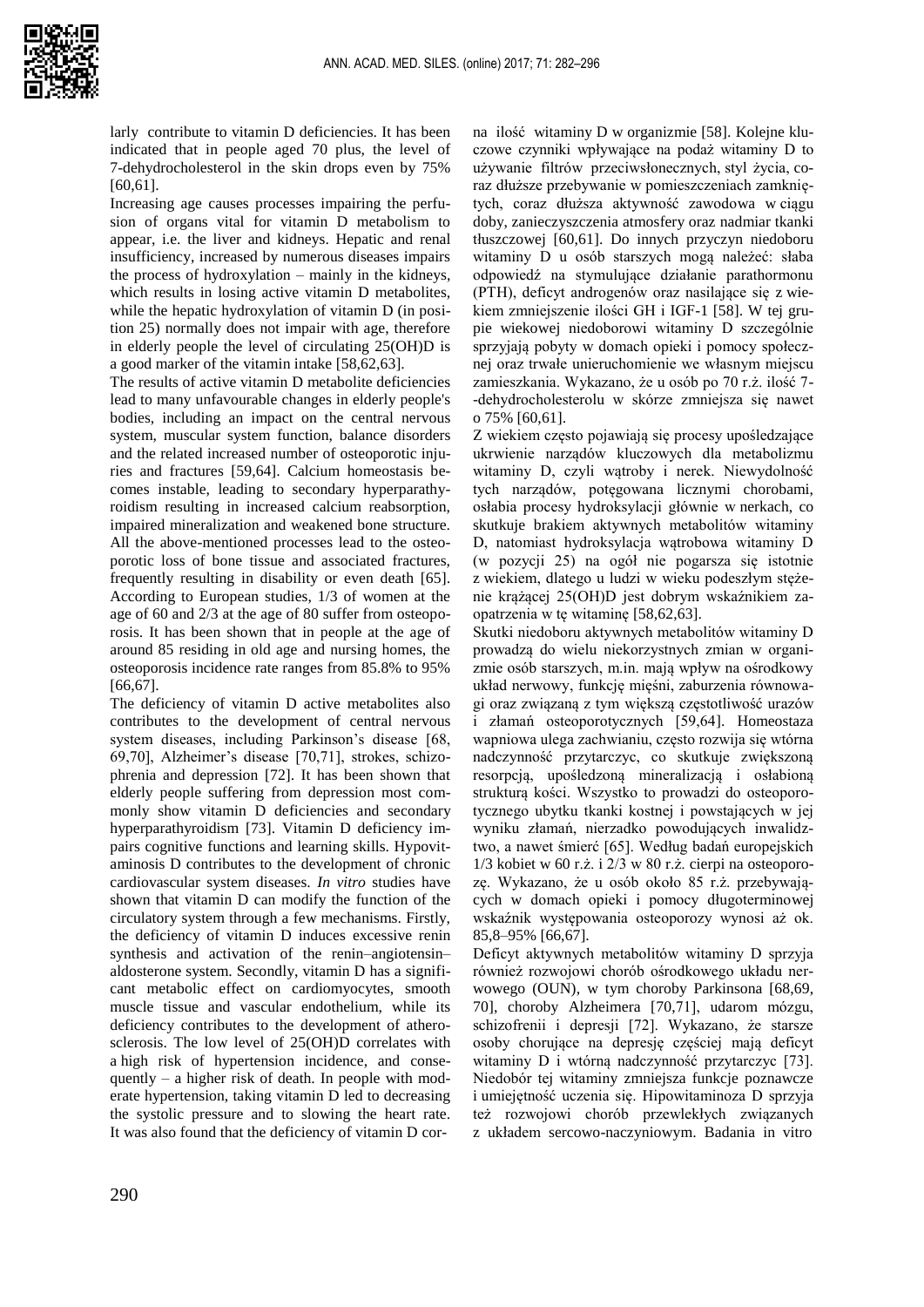larly contribute to vitamin D deficiencies. It has been indicated that in people aged 70 plus, the level of 7-dehydrocholesterol in the skin drops even by 75% [60,61].

Increasing age causes processes impairing the perfusion of organs vital for vitamin D metabolism to appear, i.e. the liver and kidneys. Hepatic and renal insufficiency, increased by numerous diseases impairs the process of hydroxylation – mainly in the kidneys, which results in losing active vitamin D metabolites, while the hepatic hydroxylation of vitamin D (in position 25) normally does not impair with age, therefore in elderly people the level of circulating 25(OH)D is a good marker of the vitamin intake [58,62,63].

The results of active vitamin D metabolite deficiencies lead to many unfavourable changes in elderly people's bodies, including an impact on the central nervous system, muscular system function, balance disorders and the related increased number of osteoporotic injuries and fractures [59,64]. Calcium homeostasis becomes instable, leading to secondary hyperparathyroidism resulting in increased calcium reabsorption, impaired mineralization and weakened bone structure. All the above-mentioned processes lead to the osteoporotic loss of bone tissue and associated fractures, frequently resulting in disability or even death [65]. According to European studies, 1/3 of women at the age of 60 and 2/3 at the age of 80 suffer from osteoporosis. It has been shown that in people at the age of around 85 residing in old age and nursing homes, the osteoporosis incidence rate ranges from 85.8% to 95% [66,67].

The deficiency of vitamin D active metabolites also contributes to the development of central nervous system diseases, including Parkinson's disease [68, 69,70], Alzheimer's disease [70,71], strokes, schizophrenia and depression [72]. It has been shown that elderly people suffering from depression most commonly show vitamin D deficiencies and secondary hyperparathyroidism [73]. Vitamin D deficiency impairs cognitive functions and learning skills. Hypovitaminosis D contributes to the development of chronic cardiovascular system diseases. *In vitro* studies have shown that vitamin D can modify the function of the circulatory system through a few mechanisms. Firstly, the deficiency of vitamin D induces excessive renin synthesis and activation of the renin–angiotensin–aldosterone system. Secondly, vitamin D has a significant metabolic effect on cardiomyocytes, smooth muscle tissue and vascular endothelium, while its deficiency contributes to the development of atherosclerosis. The low level of 25(OH)D correlates with a high risk of hypertension incidence, and consequently – a higher risk of death. In people with moderate hypertension, taking vitamin D led to decreasing the systolic pressure and to slowing the heart rate. It was also found that the deficiency of vitamin D cor-

na ilość witaminy D w organizmie [58]. Kolejne kluczowe czynniki wpływające na podaż witaminy D to używanie filtrów przeciwsłonecznych, styl życia, coraz dłuższe przebywanie w pomieszczeniach zamkniętych, coraz dłuższa aktywność zawodowa w ciągu doby, zanieczyszczenia atmosfery oraz nadmiar tkanki tłuszczowej [60,61]. Do innych przyczyn niedoboru witaminy D u osób starszych mogą należeć: słaba odpowiedź na stymulujące działanie parathormonu (PTH), deficyt androgenów oraz nasilające się z wiekiem zmniejszenie ilości GH i IGF-1 [58]. W tej grupie wiekowej niedoborowi witaminy D szczególnie sprzyjają pobyty w domach opieki i pomocy społecznej oraz trwałe unieruchomienie we własnym miejscu zamieszkania. Wykazano, że u osób po 70 r.ż. ilość 7-dehydrocholesterolu w skórze zmniejsza się nawet o 75% [60,61].

Z wiekiem często pojawiają się procesy upośledzające ukrwienie narządów kluczowych dla metabolizmu witaminy D, czyli wątroby i nerek. Niewydolność tych narządów, potęgowana licznymi chorobami, osłabia procesy hydroksylacji głównie w nerkach, co skutkuje brakiem aktywnych metabolitów witaminy D, natomiast hydroksylacja wątrobowa witaminy D (w pozycji 25) na ogół nie pogarsza się istotnie z wiekiem, dlatego u ludzi w wieku podeszłym stężenie krążącej 25(OH)D jest dobrym wskaźnikiem zaopatrzenia w tę witaminę [58,62,63].

Skutki niedoboru aktywnych metabolitów witaminy D prowadzą do wielu niekorzystnych zmian w organizmie osób starszych, m.in. mają wpływ na ośrodkowy układ nerwowy, funkcję mięśni, zaburzenia równowagi oraz związaną z tym większą częstotliwość urazów i złamań osteoporotycznych [59,64]. Homeostaza wapniowa ulega zachwianiu, często rozwija się wtórna nadczynność przytarczyc, co skutkuje zwiększoną resorpcją, upośledzoną mineralizacją i osłabioną strukturą kości. Wszystko to prowadzi do osteoporotycznego ubytku tkanki kostnej i powstających w jej wyniku złamań, nierzadko powodujących inwalidztwo, a nawet śmierć [65]. Według badań europejskich 1/3 kobiet w 60 r.ż. i 2/3 w 80 r.ż. cierpi na osteoporozę. Wykazano, że u osób około 85 r.ż. przebywających w domach opieki i pomocy długoterminowej wskaźnik występowania osteoporozy wynosi aż ok. 85,8–95% [66,67].

Deficyt aktywnych metabolitów witaminy D sprzyja również rozwojowi chorób ośrodkowego układu nerwowego (OUN), w tym choroby Parkinsona [68,69, 70], choroby Alzheimera [70,71], udarom mózgu, schizofrenii i depresji [72]. Wykazano, że starsze osoby chorujące na depresję częściej mają deficyt witaminy D i wtórną nadczynność przytarczyc [73]. Niedobór tej witaminy zmniejsza funkcje poznawcze i umiejętność uczenia się. Hipowitaminoza D sprzyja też rozwojowi chorób przewlekłych związanych z układem sercowo-naczyniowym. Badania in vitro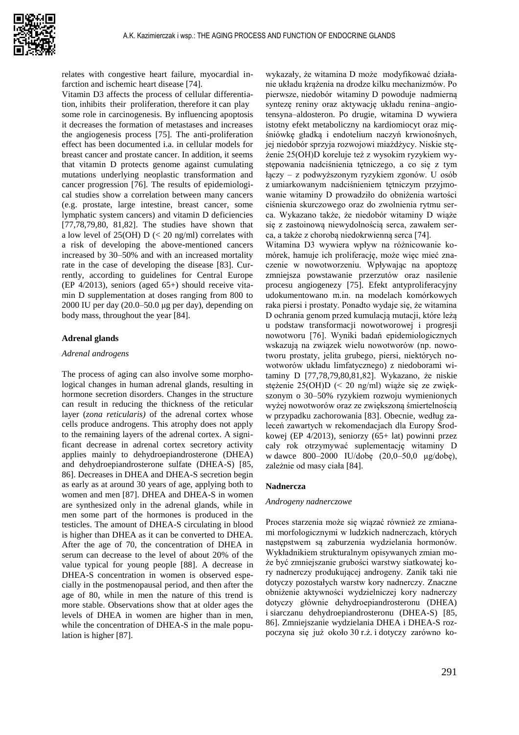relates with congestive heart failure, myocardial infarction and ischemic heart disease [74].

Vitamin D3 affects the process of cellular differentiation, inhibits their proliferation, therefore it can play some role in carcinogenesis. By influencing apoptosis it decreases the formation of metastases and increases the angiogenesis process [75]. The anti-proliferation effect has been documented i.a. in cellular models for breast cancer and prostate cancer. In addition, it seems that vitamin D protects genome against cumulating mutations underlying neoplastic transformation and cancer progression [76]. The results of epidemiological studies show a correlation between many cancers (e.g. prostate, large intestine, breast cancer, some lymphatic system cancers) and vitamin D deficiencies [77,78,79,80, 81,82]. The studies have shown that a low level of 25(OH) D (< 20 ng/ml) correlates with a risk of developing the above-mentioned cancers increased by 30–50% and with an increased mortality rate in the case of developing the disease [83]. Currently, according to guidelines for Central Europe (EP 4/2013), seniors (aged 65+) should receive vitamin D supplementation at doses ranging from 800 to 2000 IU per day (20.0–50.0 μg per day), depending on body mass, throughout the year [84].

### Adrenal glands

*Adrenal androgens*

The process of aging can also involve some morphological changes in human adrenal glands, resulting in hormone secretion disorders. Changes in the structure can result in reducing the thickness of the reticular layer (*zona reticularis)* of the adrenal cortex whose cells produce androgens. This atrophy does not apply to the remaining layers of the adrenal cortex. A significant decrease in adrenal cortex secretory activity applies mainly to dehydroepiandrosterone (DHEA) and dehydroepiandrosterone sulfate (DHEA-S) [85, 86]. Decreases in DHEA and DHEA-S secretion begin as early as at around 30 years of age, applying both to women and men [87]. DHEA and DHEA-S in women are synthesized only in the adrenal glands, while in men some part of the hormones is produced in the testicles. The amount of DHEA-S circulating in blood is higher than DHEA as it can be converted to DHEA. After the age of 70, the concentration of DHEA in serum can decrease to the level of about 20% of the value typical for young people [88]. A decrease in DHEA-S concentration in women is observed especially in the postmenopausal period, and then after the age of 80, while in men the nature of this trend is more stable. Observations show that at older ages the levels of DHEA in women are higher than in men, while the concentration of DHEA-S in the male population is higher [87].

wykazały, że witamina D może modyfikować działanie układu krążenia na drodze kilku mechanizmów. Po pierwsze, niedobór witaminy D powoduje nadmierną syntezę reniny oraz aktywację układu renina–angiotensyna–aldosteron. Po drugie, witamina D wywiera istotny efekt metaboliczny na kardiomiocyt oraz mięśniówkę gładką i endotelium naczyń krwionośnych, jej niedobór sprzyja rozwojowi miażdżycy. Niskie stężenie 25(OH)D koreluje też z wysokim ryzykiem występowania nadciśnienia tętniczego, a co się z tym łączy – z podwyższonym ryzykiem zgonów. U osób z umiarkowanym nadciśnieniem tętniczym przyjmowanie witaminy D prowadziło do obniżenia wartości ciśnienia skurczowego oraz do zwolnienia rytmu serca. Wykazano także, że niedobór witaminy D wiąże się z zastoinową niewydolnością serca, zawałem serca, a także z chorobą niedokrwienną serca [74].

Witamina D3 wywiera wpływ na różnicowanie komórek, hamuje ich proliferację, może więc mieć znaczenie w nowotworzeniu. Wpływając na apoptozę zmniejsza powstawanie przerzutów oraz nasilenie procesu angiogenezy [75]. Efekt antyproliferacyjny udokumentowano m.in. na modelach komórkowych raka piersi i prostaty. Ponadto wydaje się, że witamina D ochrania genom przed kumulacją mutacji, które leżą u podstaw transformacji nowotworowej i progresji nowotworu [76]. Wyniki badań epidemiologicznych wskazują na związek wielu nowotworów (np. nowotworu prostaty, jelita grubego, piersi, niektórych nowotworów układu limfatycznego) z niedoborami witaminy D [77,78,79,80,81,82]. Wykazano, że niskie stężenie 25(OH)D (< 20 ng/ml) wiąże się ze zwiększonym o 30–50% ryzykiem rozwoju wymienionych wyżej nowotworów oraz ze zwiększoną śmiertelnością w przypadku zachorowania [83]. Obecnie, według zaleceń zawartych w rekomendacjach dla Europy Środkowej (EP 4/2013), seniorzy (65+ lat) powinni przez cały rok otrzymywać suplementację witaminy D w dawce 800–2000 IU/dobę (20,0–50,0 μg/dobę), zależnie od masy ciała [84].

### Nadnercza

*Androgeny nadnerczowe*

Proces starzenia może się wiązać również ze zmianami morfologicznymi w ludzkich nadnerczach, których następstwem są zaburzenia wydzielania hormonów. Wykładnikiem strukturalnym opisywanych zmian może być zmniejszanie grubości warstwy siatkowatej kory nadnerczy produkującej androgeny. Zanik taki nie dotyczy pozostałych warstw kory nadnerczy. Znaczne obniżenie aktywności wydzielniczej kory nadnerczy dotyczy głównie dehydroepiandrosteronu (DHEA) i siarczanu dehydroepiandrosteronu (DHEA-S) [85, 86]. Zmniejszanie wydzielania DHEA i DHEA-S rozpoczyna się już około 30 r.ż. i dotyczy zarówno ko-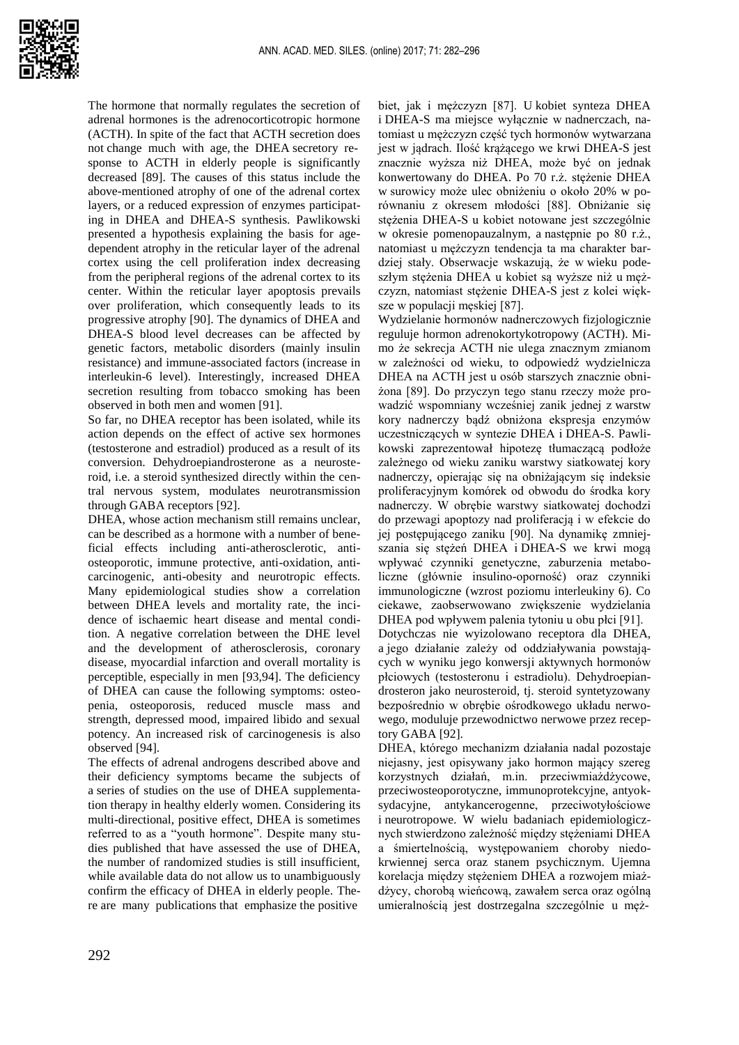The hormone that normally regulates the secretion of adrenal hormones is the adrenocorticotropic hormone (ACTH). In spite of the fact that ACTH secretion does not change much with age, the DHEA secretory response to ACTH in elderly people is significantly decreased [89]. The causes of this status include the above-mentioned atrophy of one of the adrenal cortex layers, or a reduced expression of enzymes participating in DHEA and DHEA-S synthesis. Pawlikowski presented a hypothesis explaining the basis for age-dependent atrophy in the reticular layer of the adrenal cortex using the cell proliferation index decreasing from the peripheral regions of the adrenal cortex to its center. Within the reticular layer apoptosis prevails over proliferation, which consequently leads to its progressive atrophy [90]. The dynamics of DHEA and DHEA-S blood level decreases can be affected by genetic factors, metabolic disorders (mainly insulin resistance) and immune-associated factors (increase in interleukin-6 level). Interestingly, increased DHEA secretion resulting from tobacco smoking has been observed in both men and women [91].

So far, no DHEA receptor has been isolated, while its action depends on the effect of active sex hormones (testosterone and estradiol) produced as a result of its conversion. Dehydroepiandrosterone as a neurosteroid, i.e. a steroid synthesized directly within the central nervous system, modulates neurotransmission through GABA receptors [92].

DHEA, whose action mechanism still remains unclear, can be described as a hormone with a number of beneficial effects including anti-atherosclerotic, anti-osteoporotic, immune protective, anti-oxidation, anti-carcinogenic, anti-obesity and neurotropic effects. Many epidemiological studies show a correlation between DHEA levels and mortality rate, the incidence of ischaemic heart disease and mental condition. A negative correlation between the DHE level and the development of atherosclerosis, coronary disease, myocardial infarction and overall mortality is perceptible, especially in men [93,94]. The deficiency of DHEA can cause the following symptoms: osteopenia, osteoporosis, reduced muscle mass and strength, depressed mood, impaired libido and sexual potency. An increased risk of carcinogenesis is also observed [94].

The effects of adrenal androgens described above and their deficiency symptoms became the subjects of a series of studies on the use of DHEA supplementation therapy in healthy elderly women. Considering its multi-directional, positive effect, DHEA is sometimes referred to as a "youth hormone". Despite many studies published that have assessed the use of DHEA, the number of randomized studies is still insufficient, while available data do not allow us to unambiguously confirm the efficacy of DHEA in elderly people. There are many publications that emphasize the positive

biet, jak i mężczyzn [87]. U kobiet synteza DHEA i DHEA-S ma miejsce wyłącznie w nadnerczach, natomiast u mężczyzn część tych hormonów wytwarzana jest w jądrach. Ilość krążącego we krwi DHEA-S jest znacznie wyższa niż DHEA, może być on jednak konwertowany do DHEA. Po 70 r.ż. stężenie DHEA w surowicy może ulec obniżeniu o około 20% w porównaniu z okresem młodości [88]. Obniżanie się stężenia DHEA-S u kobiet notowane jest szczególnie w okresie pomenopauzalnym, a następnie po 80 r.ż., natomiast u mężczyzn tendencja ta ma charakter bardziej stały. Obserwacje wskazują, że w wieku podeszłym stężenia DHEA u kobiet są wyższe niż u mężczyzn, natomiast stężenie DHEA-S jest z kolei większe w populacji męskiej [87].

Wydzielanie hormonów nadnerczowych fizjologicznie reguluje hormon adrenokortykotropowy (ACTH). Mimo że sekrecja ACTH nie ulega znacznym zmianom w zależności od wieku, to odpowiedź wydzielnicza DHEA na ACTH jest u osób starszych znacznie obniżona [89]. Do przyczyn tego stanu rzeczy może prowadzić wspomniany wcześniej zanik jednej z warstw kory nadnerczy bądź obniżona ekspresja enzymów uczestniczących w syntezie DHEA i DHEA-S. Pawlikowski zaprezentował hipotezę tłumaczącą podłoże zależnego od wieku zaniku warstwy siatkowatej kory nadnerczy, opierając się na obniżającym się indeksie proliferacyjnym komórek od obwodu do środka kory nadnerczy. W obrębie warstwy siatkowatej dochodzi do przewagi apoptozy nad proliferacją i w efekcie do jej postępującego zaniku [90]. Na dynamikę zmniejszania się stężeń DHEA i DHEA-S we krwi mogą wpływać czynniki genetyczne, zaburzenia metaboliczne (głównie insulino-oporność) oraz czynniki immunologiczne (wzrost poziomu interleukiny 6). Co ciekawe, zaobserwowano zwiększenie wydzielania DHEA pod wpływem palenia tytoniu u obu płci [91].

Dotychczas nie wyizolowano receptora dla DHEA, a jego działanie zależy od oddziaływania powstających w wyniku jego konwersji aktywnych hormonów płciowych (testosteronu i estradiolu). Dehydroepiandrosteron jako neurosteroid, tj. steroid syntetyzowany bezpośrednio w obrębie ośrodkowego układu nerwowego, moduluje przewodnictwo nerwowe przez receptory GABA [92].

DHEA, którego mechanizm działania nadal pozostaje niejasny, jest opisywany jako hormon mający szereg korzystnych działań, m.in. przeciwmiażdżycowe, przeciwosteoporotyczne, immunoprotekcyjne, antyoksydacyjne, antykancerogenne, przeciwotyłościowe i neurotropowe. W wielu badaniach epidemiologicznych stwierdzono zależność między stężeniami DHEA a śmiertelnością, występowaniem choroby niedokrwiennej serca oraz stanem psychicznym. Ujemna korelacja między stężeniem DHEA a rozwojem miażdżycy, chorobą wieńcową, zawałem serca oraz ogólną umieralnością jest dostrzegalna szczególnie u męż-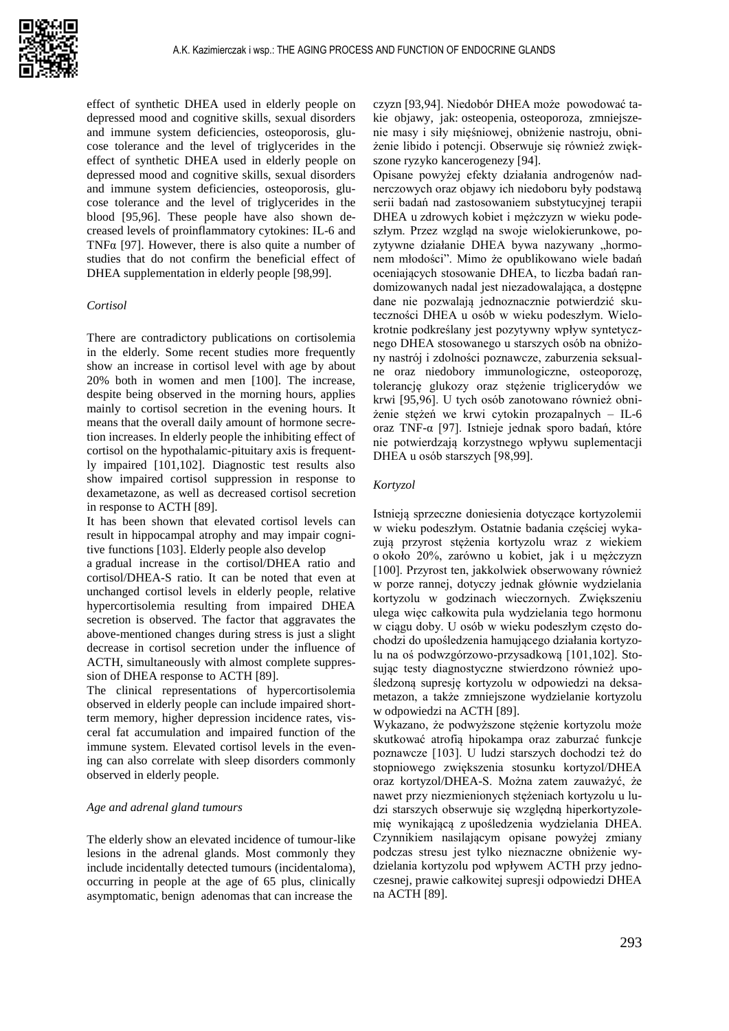effect of synthetic DHEA used in elderly people on depressed mood and cognitive skills, sexual disorders and immune system deficiencies, osteoporosis, glucose tolerance and the level of triglycerides in the effect of synthetic DHEA used in elderly people on depressed mood and cognitive skills, sexual disorders and immune system deficiencies, osteoporosis, glucose tolerance and the level of triglycerides in the blood [95,96]. These people have also shown decreased levels of proinflammatory cytokines: IL-6 and TNFα [97]. However, there is also quite a number of studies that do not confirm the beneficial effect of DHEA supplementation in elderly people [98,99].

*Cortisol*

There are contradictory publications on cortisolemia in the elderly. Some recent studies more frequently show an increase in cortisol level with age by about 20% both in women and men [100]. The increase, despite being observed in the morning hours, applies mainly to cortisol secretion in the evening hours. It means that the overall daily amount of hormone secretion increases. In elderly people the inhibiting effect of cortisol on the hypothalamic-pituitary axis is frequently impaired [101,102]. Diagnostic test results also show impaired cortisol suppression in response to dexametazone, as well as decreased cortisol secretion in response to ACTH [89].

It has been shown that elevated cortisol levels can result in hippocampal atrophy and may impair cognitive functions [103]. Elderly people also develop a gradual increase in the cortisol/DHEA ratio and cortisol/DHEA-S ratio. It can be noted that even at unchanged cortisol levels in elderly people, relative hypercortisolemia resulting from impaired DHEA secretion is observed. The factor that aggravates the above-mentioned changes during stress is just a slight decrease in cortisol secretion under the influence of ACTH, simultaneously with almost complete suppression of DHEA response to ACTH [89].

The clinical representations of hypercortisolemia observed in elderly people can include impaired short-term memory, higher depression incidence rates, visceral fat accumulation and impaired function of the immune system. Elevated cortisol levels in the evening can also correlate with sleep disorders commonly observed in elderly people.

*Age and adrenal gland tumours*

The elderly show an elevated incidence of tumour-like lesions in the adrenal glands. Most commonly they include incidentally detected tumours (incidentaloma), occurring in people at the age of 65 plus, clinically asymptomatic, benign adenomas that can increase the

czyzn [93,94]. Niedobór DHEA może powodować takie objawy, jak: osteopenia, osteoporoza, zmniejszenie masy i siły mięśniowej, obniżenie nastroju, obniżenie libido i potencji. Obserwuje się również zwiększone ryzyko kancerogenezy [94].

Opisane powyżej efekty działania androgenów nadnerczowych oraz objawy ich niedoboru były podstawą serii badań nad zastosowaniem substytucyjnej terapii DHEA u zdrowych kobiet i mężczyzn w wieku podeszłym. Przez wzgląd na swoje wielokierunkowe, pozytywne działanie DHEA bywa nazywany „hormonem młodości". Mimo że opublikowano wiele badań oceniających stosowanie DHEA, to liczba badań randomizowanych nadal jest niezadowalająca, a dostępne dane nie pozwalają jednoznacznie potwierdzić skuteczności DHEA u osób w wieku podeszłym. Wielokrotnie podkreślany jest pozytywny wpływ syntetycznego DHEA stosowanego u starszych osób na obniżony nastrój i zdolności poznawcze, zaburzenia seksualne oraz niedobory immunologiczne, osteoporozę, tolerancję glukozy oraz stężenie triglicerydów we krwi [95,96]. U tych osób zanotowano również obniżenie stężeń we krwi cytokin prozapalnych – IL-6 oraz TNF-α [97]. Istnieje jednak sporo badań, które nie potwierdzają korzystnego wpływu suplementacji DHEA u osób starszych [98,99].

*Kortyzol*

Istnieją sprzeczne doniesienia dotyczące kortyzolemii w wieku podeszłym. Ostatnie badania częściej wykazują przyrost stężenia kortyzolu wraz z wiekiem o około 20%, zarówno u kobiet, jak i u mężczyzn [100]. Przyrost ten, jakkolwiek obserwowany również w porze rannej, dotyczy jednak głównie wydzielania kortyzolu w godzinach wieczornych. Zwiększeniu ulega więc całkowita pula wydzielania tego hormonu w ciągu doby. U osób w wieku podeszłym często dochodzi do upośledzenia hamującego działania kortyzolu na oś podwzgórzowo-przysadkową [101,102]. Stosując testy diagnostyczne stwierdzono również upośledzoną supresję kortyzolu w odpowiedzi na deksametazon, a także zmniejszone wydzielanie kortyzolu w odpowiedzi na ACTH [89].

Wykazano, że podwyższone stężenie kortyzolu może skutkować atrofią hipokampa oraz zaburzać funkcje poznawcze [103]. U ludzi starszych dochodzi też do stopniowego zwiększenia stosunku kortyzol/DHEA oraz kortyzol/DHEA-S. Można zatem zauważyć, że nawet przy niezmienionych stężeniach kortyzolu u ludzi starszych obserwuje się względną hiperkortyzolemię wynikającą z upośledzenia wydzielania DHEA. Czynnikiem nasilającym opisane powyżej zmiany podczas stresu jest tylko nieznaczne obniżenie wydzielania kortyzolu pod wpływem ACTH przy jednoczesnej, prawie całkowitej supresji odpowiedzi DHEA na ACTH [89].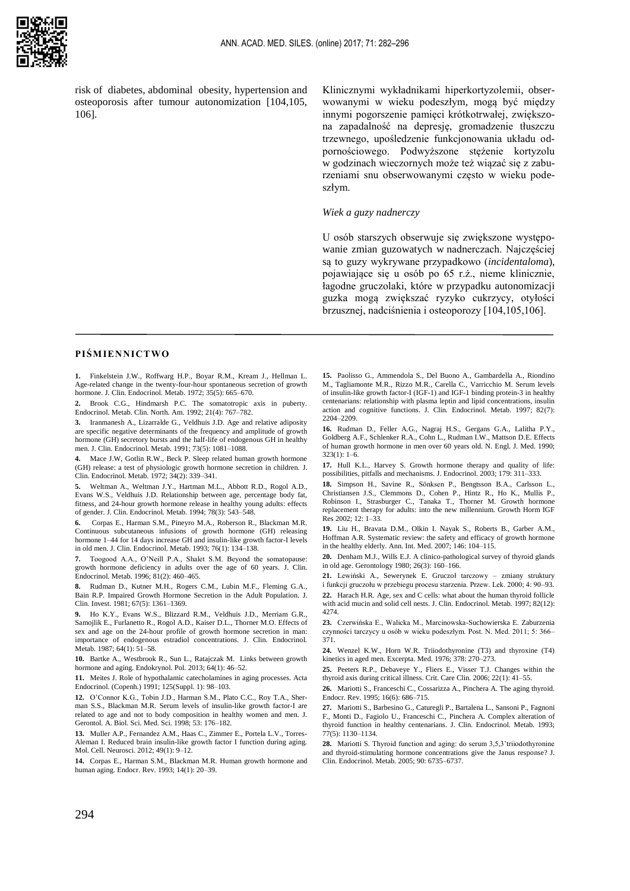risk of diabetes, abdominal obesity, hypertension and osteoporosis after tumour autonomization [104,105, 106].

Klinicznymi wykładnikami hiperkortyzolemii, obserwowanymi w wieku podeszłym, mogą być między innymi pogorszenie pamięci krótkotrwałej, zwiększona zapadalność na depresję, gromadzenie tłuszczu trzewnego, upośledzenie funkcjonowania układu odpornościowego. Podwyższone stężenie kortyzolu w godzinach wieczornych może też wiązać się z zaburzeniami snu obserwowanymi często w wieku podeszłym.

*Wiek a guzy nadnerczy*

U osób starszych obserwuje się zwiększone występowanie zmian guzowatych w nadnerczach. Najczęściej są to guzy wykrywane przypadkowo (*incidentaloma*), pojawiające się u osób po 65 r.ż., nieme klinicznie, łagodne gruczolaki, które w przypadku autonomizacji guzka mogą zwiększać ryzyko cukrzycy, otyłości brzusznej, nadciśnienia i osteoporozy [104,105,106].

## PIŚMIENNICTWO

**1.** Finkelstein J.W., Roffwarg H.P., Boyar R.M., Kream J., Hellman L. Age-related change in the twenty-four-hour spontaneous secretion of growth hormone. J. Clin. Endocrinol. Metab. 1972; 35(5): 665–670.

**2.** Brook C.G., Hindmarsh P.C. The somatotropic axis in puberty. Endocrinol. Metab. Clin. North. Am. 1992; 21(4): 767–782.

**3.** Iranmanesh A., Lizarralde G., Veldhuis J.D. Age and relative adiposity are specific negative determinants of the frequency and amplitude of growth hormone (GH) secretory bursts and the half-life of endogenous GH in healthy men. J. Clin. Endocrinol. Metab. 1991; 73(5): 1081–1088.

**4.** Mace J.W, Gotlin R.W., Beck P. Sleep related human growth hormone (GH) release: a test of physiologic growth hormone secretion in children. J. Clin. Endocrinol. Metab. 1972; 34(2): 339–341.

**5.** Weltman A., Weltman J.Y., Hartman M.L., Abbott R.D., Rogol A.D., Evans W.S., Veldhuis J.D. Relationship between age, percentage body fat, fitness, and 24-hour growth hormone release in healthy young adults: effects of gender. J. Clin. Endocrinol. Metab. 1994; 78(3): 543–548.

**6.** Corpas E., Harman S.M., Pineyro M.A., Roberson R., Blackman M.R. Continuous subcutaneous infusions of growth hormone (GH) releasing hormone 1–44 for 14 days increase GH and insulin-like growth factor-I levels in old men. J. Clin. Endocrinol. Metab. 1993; 76(1): 134–138.

**7.** Toogood A.A., O'Neill P.A., Shalet S.M. Beyond the somatopause: growth hormone deficiency in adults over the age of 60 years. J. Clin. Endocrinol. Metab. 1996; 81(2): 460–465.

**8.** Rudman D., Kutner M.H., Rogers C.M., Lubin M.F., Fleming G.A., Bain R.P. Impaired Growth Hormone Secretion in the Adult Population. J. Clin. Invest. 1981; 67(5): 1361–1369.

**9.** Ho K.Y., Evans W.S., Blizzard R.M., Veldhuis J.D., Merriam G.R., Samojlik E., Furlanetto R., Rogol A.D., Kaiser D.L., Thorner M.O. Effects of sex and age on the 24-hour profile of growth hormone secretion in man: importance of endogenous estradiol concentrations. J. Clin. Endocrinol. Metab. 1987; 64(1): 51–58.

**10.** Bartke A., Westbrook R., Sun L., Ratajczak M. Links between growth hormone and aging. Endokrynol. Pol. 2013; 64(1): 46–52.

**11.** Meites J. Role of hypothalamic catecholamines in aging processes. Acta Endocrinol. (Copenh.) 1991; 125(Suppl. 1): 98–103.

**12.** O'Connor K.G., Tobin J.D., Harman S.M., Plato C.C., Roy T.A., Sherman S.S., Blackman M.R. Serum levels of insulin-like growth factor-I are related to age and not to body composition in healthy women and men. J. Gerontol. A. Biol. Sci. Med. Sci. 1998; 53: 176–182.

**13.** Muller A.P., Fernandez A.M., Haas C., Zimmer E., Portela L.V., Torres-Aleman I. Reduced brain insulin-like growth factor I function during aging. Mol. Cell. Neurosci. 2012; 49(1): 9–12.

**14.** Corpas E., Harman S.M., Blackman M.R. Human growth hormone and human aging. Endocr. Rev. 1993; 14(1): 20–39.

**15.** Paolisso G., Ammendola S., Del Buono A., Gambardella A., Riondino M., Tagliamonte M.R., Rizzo M.R., Carella C., Varricchio M. Serum levels of insulin-like growth factor-I (IGF-1) and IGF-1 binding protein-3 in healthy centenarians: relationship with plasma leptin and lipid concentrations, insulin action and cognitive functions. J. Clin. Endocrinol. Metab. 1997; 82(7): 2204–2209.

**16.** Rudman D., Feller A.G., Nagraj H.S., Gergans G.A., Lalitha P.Y., Goldberg A.F., Schlenker R.A., Cohn L., Rudman I.W., Mattson D.E. Effects of human growth hormone in men over 60 years old. N. Engl. J. Med. 1990; 323(1): 1–6.

**17.** Hull K.L., Harvey S. Growth hormone therapy and quality of life: possibilities, pitfalls and mechanisms. J. Endocrinol. 2003; 179: 311–333.

**18.** Simpson H., Savine R., Sönksen P., Bengtsson B.A., Carlsson L., Christiansen J.S., Clemmons D., Cohen P., Hintz R., Ho K., Mullis P., Robinson I., Strasburger C., Tanaka T., Thorner M. Growth hormone replacement therapy for adults: into the new millennium. Growth Horm IGF Res 2002; 12: 1–33.

**19.** Liu H., Bravata D.M., Olkin I. Nayak S., Roberts B., Garber A.M., Hoffman A.R. Systematic review: the safety and efficacy of growth hormone in the healthy elderly. Ann. Int. Med. 2007; 146: 104–115.

**20.** Denham M.J., Wills E.J. A clinico-pathological survey of thyroid glands in old age. Gerontology 1980; 26(3): 160–166.

**21.** Lewiński A., Sewerynek E. Gruczoł tarczowy – zmiany struktury i funkcji gruczołu w przebiegu procesu starzenia. Przew. Lek. 2000; 4: 90–93.

**22.** Harach H.R. Age, sex and C cells: what about the human thyroid follicle with acid mucin and solid cell nests. J. Clin. Endocrinol. Metab. 1997; 82(12): 4274.

**23.** Czerwińska E., Walicka M., Marcinowska-Suchowierska E. Zaburzenia czynności tarczycy u osób w wieku podeszłym. Post. N. Med. 2011; 5: 366–371.

**24.** Wenzel K.W., Horn W.R. Triiodothyronine (T3) and thyroxine (T4) kinetics in aged men. Excerpta. Med. 1976; 378: 270–273.

**25.** Peeters R.P., Debaveye Y., Fliers E., Visser T.J. Changes within the thyroid axis during critical illness. Crit. Care Clin. 2006; 22(1): 41–55.

**26.** Mariotti S., Franceschi C., Cossarizza A., Pinchera A. The aging thyroid. Endocr. Rev. 1995; 16(6): 686–715.

**27.** Mariotti S., Barbesino G., Caturegli P., Bartalena L., Sansoni P., Fagnoni F., Monti D., Fagiolo U., Franceschi C., Pinchera A. Complex alteration of thyroid function in healthy centenarians. J. Clin. Endocrinol. Metab. 1993; 77(5): 1130–1134.

**28.** Mariotti S. Thyroid function and aging: do serum 3,5,3'triiodothyronine and thyroid-stimulating hormone concentrations give the Janus response? J. Clin. Endocrinol. Metab. 2005; 90: 6735–6737.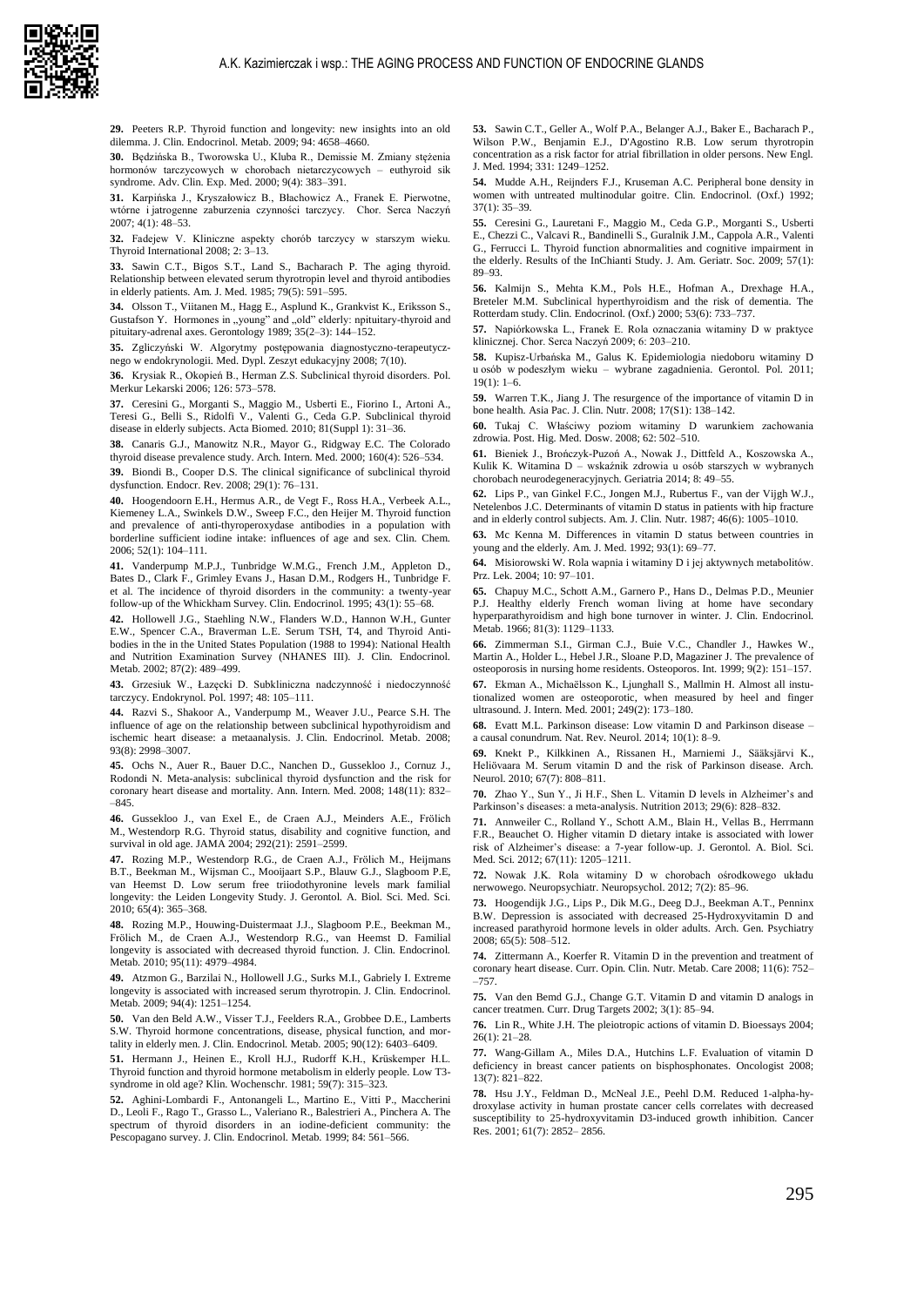**29.** Peeters R.P. Thyroid function and longevity: new insights into an old dilemma. J. Clin. Endocrinol. Metab. 2009; 94: 4658–4660.

**30.** Będzińska B., Tworowska U., Kluba R., Demissie M. Zmiany stężenia hormonów tarczycowych w chorobach nietarczycowych – euthyroid sik syndrome. Adv. Clin. Exp. Med. 2000; 9(4): 383–391.

**31.** Karpińska J., Kryszałowicz B., Błachowicz A., Franek E. Pierwotne, wtórne i jatrogenne zaburzenia czynności tarczycy. Chor. Serca Naczyń 2007; 4(1): 48–53.

**32.** Fadejew V. Kliniczne aspekty chorób tarczycy w starszym wieku. Thyroid International 2008; 2: 3–13.

**33.** Sawin C.T., Bigos S.T., Land S., Bacharach P. The aging thyroid. Relationship between elevated serum thyrotropin level and thyroid antibodies in elderly patients. Am. J. Med. 1985; 79(5): 591–595.

**34.** Olsson T., Viitanen M., Hagg E., Asplund K., Grankvist K., Eriksson S., Gustafson Y. Hormones in „young" and „old" elderly: npituitary-thyroid and pituitary-adrenal axes. Gerontology 1989; 35(2–3): 144–152.

**35.** Zgliczyński W. Algorytmy postępowania diagnostyczno-terapeutycznego w endokrynologii. Med. Dypl. Zeszyt edukacyjny 2008; 7(10).

**36.** Krysiak R., Okopień B., Herman Z.S. Subclinical thyroid disorders. Pol. Merkur Lekarski 2006; 126: 573–578.

**37.** Ceresini G., Morganti S., Maggio M., Usberti E., Fiorino I., Artoni A., Teresi G., Belli S., Ridolfi V., Valenti G., Ceda G.P. Subclinical thyroid disease in elderly subjects. Acta Biomed. 2010; 81(Suppl 1): 31–36.

**38.** Canaris G.J., Manowitz N.R., Mayor G., Ridgway E.C. The Colorado thyroid disease prevalence study. Arch. Intern. Med. 2000; 160(4): 526–534.

**39.** Biondi B., Cooper D.S. The clinical significance of subclinical thyroid dysfunction. Endocr. Rev. 2008; 29(1): 76–131.

**40.** Hoogendoorn E.H., Hermus A.R., de Vegt F., Ross H.A., Verbeek A.L., Kiemeney L.A., Swinkels D.W., Sweep F.C., den Heijer M. Thyroid function and prevalence of anti-thyroperoxydase antibodies in a population with borderline sufficient iodine intake: influences of age and sex. Clin. Chem. 2006; 52(1): 104–111.

**41.** Vanderpump M.P.J., Tunbridge W.M.G., French J.M., Appleton D., Bates D., Clark F., Grimley Evans J., Hasan D.M., Rodgers H., Tunbridge F. et al. The incidence of thyroid disorders in the community: a twenty-year follow-up of the Whickham Survey. Clin. Endocrinol. 1995; 43(1): 55–68.

**42.** Hollowell J.G., Staehling N.W., Flanders W.D., Hannon W.H., Gunter E.W., Spencer C.A., Braverman L.E. Serum TSH, T4, and Thyroid Antibodies in the in the United States Population (1988 to 1994): National Health and Nutrition Examination Survey (NHANES III). J. Clin. Endocrinol. Metab. 2002; 87(2): 489–499.

**43.** Grzesiuk W., Łazęcki D. Subkliniczna nadczynność i niedoczynność tarczycy. Endokrynol. Pol. 1997; 48: 105–111.

**44.** Razvi S., Shakoor A., Vanderpump M., Weaver J.U., Pearce S.H. The influence of age on the relationship between subclinical hypothyroidism and ischemic heart disease: a metaanalysis. J. Clin. Endocrinol. Metab. 2008; 93(8): 2998–3007.

**45.** Ochs N., Auer R., Bauer D.C., Nanchen D., Gussekloo J., Cornuz J., Rodondi N. Meta-analysis: subclinical thyroid dysfunction and the risk for coronary heart disease and mortality. Ann. Intern. Med. 2008; 148(11): 832–845.

**46.** Gussekloo J., van Exel E., de Craen A.J., Meinders A.E., Frölich M., Westendorp R.G. Thyroid status, disability and cognitive function, and survival in old age. JAMA 2004; 292(21): 2591–2599.

**47.** Rozing M.P., Westendorp R.G., de Craen A.J., Frölich M., Heijmans B.T., Beekman M., Wijsman C., Mooijaart S.P., Blauw G.J., Slagboom P.E, van Heemst D. Low serum free triiodothyronine levels mark familial longevity: the Leiden Longevity Study. J. Gerontol. A. Biol. Sci. Med. Sci. 2010; 65(4): 365–368.

**48.** Rozing M.P., Houwing-Duistermaat J.J., Slagboom P.E., Beekman M., Frölich M., de Craen A.J., Westendorp R.G., van Heemst D. Familial longevity is associated with decreased thyroid function. J. Clin. Endocrinol. Metab. 2010; 95(11): 4979–4984.

**49.** Atzmon G., Barzilai N., Hollowell J.G., Surks M.I., Gabriely I. Extreme longevity is associated with increased serum thyrotropin. J. Clin. Endocrinol. Metab. 2009; 94(4): 1251–1254.

**50.** Van den Beld A.W., Visser T.J., Feelders R.A., Grobbee D.E., Lamberts S.W. Thyroid hormone concentrations, disease, physical function, and mortality in elderly men. J. Clin. Endocrinol. Metab. 2005; 90(12): 6403–6409.

**51.** Hermann J., Heinen E., Kroll H.J., Rudorff K.H., Krüskemper H.L. Thyroid function and thyroid hormone metabolism in elderly people. Low T3-syndrome in old age? Klin. Wochenschr. 1981; 59(7): 315–323.

**52.** Aghini-Lombardi F., Antonangeli L., Martino E., Vitti P., Maccherini D., Leoli F., Rago T., Grasso L., Valeriano R., Balestrieri A., Pinchera A. The spectrum of thyroid disorders in an iodine-deficient community: the Pescopagano survey. J. Clin. Endocrinol. Metab. 1999; 84: 561–566.

**53.** Sawin C.T., Geller A., Wolf P.A., Belanger A.J., Baker E., Bacharach P., Wilson P.W., Benjamin E.J., D'Agostino R.B. Low serum thyrotropin concentration as a risk factor for atrial fibrillation in older persons. New Engl. J. Med. 1994; 331: 1249–1252.

**54.** Mudde A.H., Reijnders F.J., Kruseman A.C. Peripheral bone density in women with untreated multinodular goitre. Clin. Endocrinol. (Oxf.) 1992; 37(1): 35–39.

**55.** Ceresini G., Lauretani F., Maggio M., Ceda G.P., Morganti S., Usberti E., Chezzi C., Valcavi R., Bandinelli S., Guralnik J.M., Cappola A.R., Valenti G., Ferrucci L. Thyroid function abnormalities and cognitive impairment in the elderly. Results of the InChianti Study. J. Am. Geriatr. Soc. 2009; 57(1): 89–93.

**56.** Kalmijn S., Mehta K.M., Pols H.E., Hofman A., Drexhage H.A., Breteler M.M. Subclinical hyperthyroidism and the risk of dementia. The Rotterdam study. Clin. Endocrinol. (Oxf.) 2000; 53(6): 733–737.

**57.** Napiórkowska L., Franek E. Rola oznaczania witaminy D w praktyce klinicznej. Chor. Serca Naczyń 2009; 6: 203–210.

**58.** Kupisz-Urbańska M., Galus K. Epidemiologia niedoboru witaminy D u osób w podeszłym wieku – wybrane zagadnienia. Gerontol. Pol. 2011; 19(1): 1–6.

**59.** Warren T.K., Jiang J. The resurgence of the importance of vitamin D in bone health. Asia Pac. J. Clin. Nutr. 2008; 17(S1): 138–142.

**60.** Tukaj C. Właściwy poziom witaminy D warunkiem zachowania zdrowia. Post. Hig. Med. Dosw. 2008; 62: 502–510.

**61.** Bieniek J., Brończyk-Puzoń A., Nowak J., Dittfeld A., Koszowska A., Kulik K. Witamina D – wskaźnik zdrowia u osób starszych w wybranych chorobach neurodegeneracyjnych. Geriatria 2014; 8: 49–55.

**62.** Lips P., van Ginkel F.C., Jongen M.J., Rubertus F., van der Vijgh W.J., Netelenbos J.C. Determinants of vitamin D status in patients with hip fracture and in elderly control subjects. Am. J. Clin. Nutr. 1987; 46(6): 1005–1010.

**63.** Mc Kenna M. Differences in vitamin D status between countries in young and the elderly. Am. J. Med. 1992; 93(1): 69–77.

**64.** Misiorowski W. Rola wapnia i witaminy D i jej aktywnych metabolitów. Prz. Lek. 2004; 10: 97–101.

**65.** Chapuy M.C., Schott A.M., Garnero P., Hans D., Delmas P.D., Meunier P.J. Healthy elderly French woman living at home have secondary hyperparathyroidism and high bone turnover in winter. J. Clin. Endocrinol. Metab. 1966; 81(3): 1129–1133.

**66.** Zimmerman S.I., Girman C.J., Buie V.C., Chandler J., Hawkes W., Martin A., Holder L., Hebel J.R., Sloane P.D, Magaziner J. The prevalence of osteoporosis in nursing home residents. Osteoporos. Int. 1999; 9(2): 151–157.

**67.** Ekman A., Michaëlsson K., Ljunghall S., Mallmin H. Almost all institutionalized women are osteoporotic, when measured by heel and finger ultrasound. J. Intern. Med. 2001; 249(2): 173–180.

**68.** Evatt M.L. Parkinson disease: Low vitamin D and Parkinson disease – a causal conundrum. Nat. Rev. Neurol. 2014; 10(1): 8–9.

**69.** Knekt P., Kilkkinen A., Rissanen H., Marniemi J., Sääksjärvi K., Heliövaara M. Serum vitamin D and the risk of Parkinson disease. Arch. Neurol. 2010; 67(7): 808–811.

**70.** Zhao Y., Sun Y., Ji H.F., Shen L. Vitamin D levels in Alzheimer's and Parkinson's diseases: a meta-analysis. Nutrition 2013; 29(6): 828–832.

**71.** Annweiler C., Rolland Y., Schott A.M., Blain H., Vellas B., Herrmann F.R., Beauchet O. Higher vitamin D dietary intake is associated with lower risk of Alzheimer's disease: a 7-year follow-up. J. Gerontol. A. Biol. Sci. Med. Sci. 2012; 67(11): 1205–1211.

**72.** Nowak J.K. Rola witaminy D w chorobach ośrodkowego układu nerwowego. Neuropsychiatr. Neuropsychol. 2012; 7(2): 85–96.

**73.** Hoogendijk J.G., Lips P., Dik M.G., Deeg D.J., Beekman A.T., Penninx B.W. Depression is associated with decreased 25-Hydroxyvitamin D and increased parathyroid hormone levels in older adults. Arch. Gen. Psychiatry 2008; 65(5): 508–512.

**74.** Zittermann A., Koerfer R. Vitamin D in the prevention and treatment of coronary heart disease. Curr. Opin. Clin. Nutr. Metab. Care 2008; 11(6): 752–757.

**75.** Van den Bemd G.J., Change G.T. Vitamin D and vitamin D analogs in cancer treatmen. Curr. Drug Targets 2002; 3(1): 85–94.

**76.** Lin R., White J.H. The pleiotropic actions of vitamin D. Bioessays 2004; 26(1): 21–28.

**77.** Wang-Gillam A., Miles D.A., Hutchins L.F. Evaluation of vitamin D deficiency in breast cancer patients on bisphosphonates. Oncologist 2008; 13(7): 821–822.

**78.** Hsu J.Y., Feldman D., McNeal J.E., Peehl D.M. Reduced 1-alpha-hydroxylase activity in human prostate cancer cells correlates with decreased susceptibility to 25-hydroxyvitamin D3-induced growth inhibition. Cancer Res. 2001; 61(7): 2852– 2856.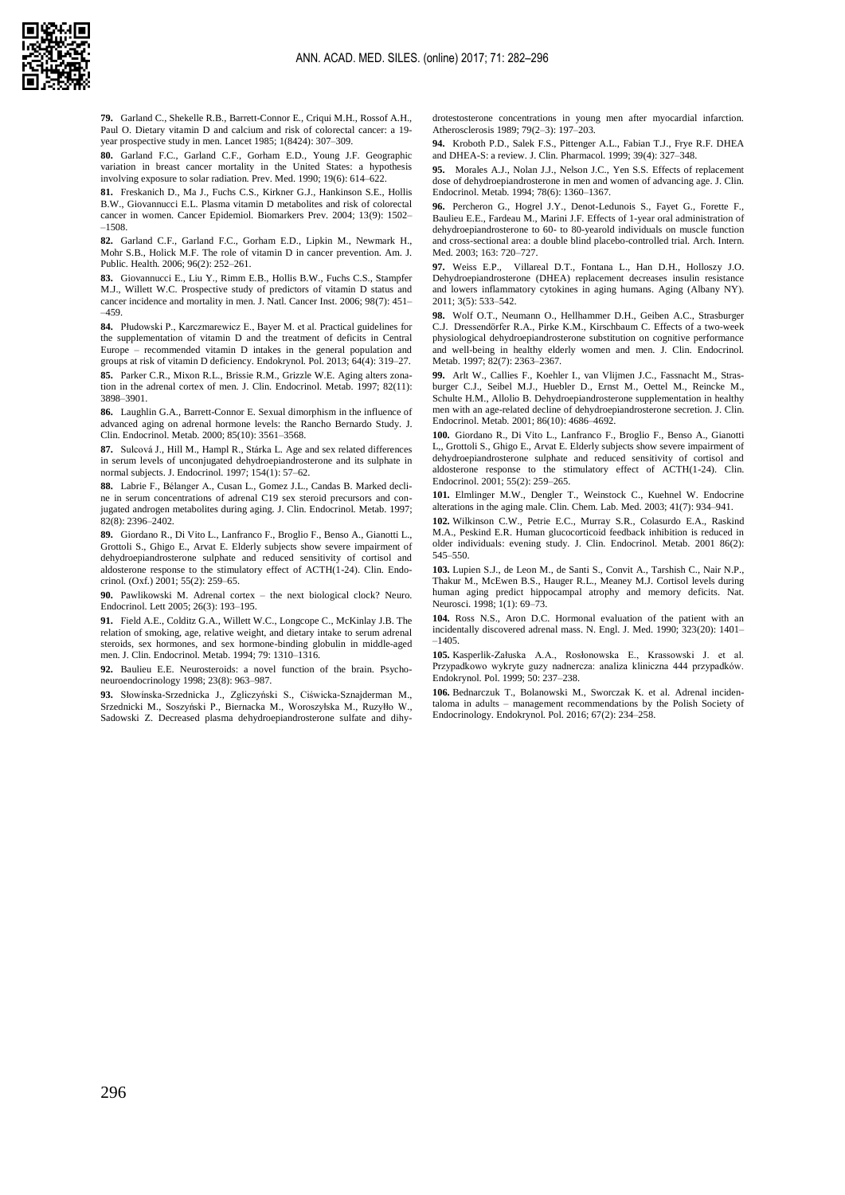**79.** Garland C., Shekelle R.B., Barrett-Connor E., Criqui M.H., Rossof A.H., Paul O. Dietary vitamin D and calcium and risk of colorectal cancer: a 19-year prospective study in men. Lancet 1985; 1(8424): 307–309.

**80.** Garland F.C., Garland C.F., Gorham E.D., Young J.F. Geographic variation in breast cancer mortality in the United States: a hypothesis involving exposure to solar radiation. Prev. Med. 1990; 19(6): 614–622.

**81.** Freskanich D., Ma J., Fuchs C.S., Kirkner G.J., Hankinson S.E., Hollis B.W., Giovannucci E.L. Plasma vitamin D metabolites and risk of colorectal cancer in women. Cancer Epidemiol. Biomarkers Prev. 2004; 13(9): 1502–1508.

**82.** Garland C.F., Garland F.C., Gorham E.D., Lipkin M., Newmark H., Mohr S.B., Holick M.F. The role of vitamin D in cancer prevention. Am. J. Public. Health. 2006; 96(2): 252–261.

**83.** Giovannucci E., Liu Y., Rimm E.B., Hollis B.W., Fuchs C.S., Stampfer M.J., Willett W.C. Prospective study of predictors of vitamin D status and cancer incidence and mortality in men. J. Natl. Cancer Inst. 2006; 98(7): 451–459.

**84.** Płudowski P., Karczmarewicz E., Bayer M. et al. Practical guidelines for the supplementation of vitamin D and the treatment of deficits in Central Europe – recommended vitamin D intakes in the general population and groups at risk of vitamin D deficiency. Endokrynol. Pol. 2013; 64(4): 319–27.

**85.** Parker C.R., Mixon R.L., Brissie R.M., Grizzle W.E. Aging alters zonation in the adrenal cortex of men. J. Clin. Endocrinol. Metab. 1997; 82(11): 3898–3901.

**86.** Laughlin G.A., Barrett-Connor E. Sexual dimorphism in the influence of advanced aging on adrenal hormone levels: the Rancho Bernardo Study. J. Clin. Endocrinol. Metab. 2000; 85(10): 3561–3568.

**87.** Sulcová J., Hill M., Hampl R., Stárka L. Age and sex related differences in serum levels of unconjugated dehydroepiandrosterone and its sulphate in normal subjects. J. Endocrinol. 1997; 154(1): 57–62.

**88.** Labrie F., Bélanger A., Cusan L., Gomez J.L., Candas B. Marked decline in serum concentrations of adrenal C19 sex steroid precursors and conjugated androgen metabolites during aging. J. Clin. Endocrinol. Metab. 1997; 82(8): 2396–2402.

**89.** Giordano R., Di Vito L., Lanfranco F., Broglio F., Benso A., Gianotti L., Grottoli S., Ghigo E., Arvat E. Elderly subjects show severe impairment of dehydroepiandrosterone sulphate and reduced sensitivity of cortisol and aldosterone response to the stimulatory effect of ACTH(1-24). Clin. Endocrinol. (Oxf.) 2001; 55(2): 259–65.

**90.** Pawlikowski M. Adrenal cortex – the next biological clock? Neuro. Endocrinol. Lett 2005; 26(3): 193–195.

**91.** Field A.E., Colditz G.A., Willett W.C., Longcope C., McKinlay J.B. The relation of smoking, age, relative weight, and dietary intake to serum adrenal steroids, sex hormones, and sex hormone-binding globulin in middle-aged men. J. Clin. Endocrinol. Metab. 1994; 79: 1310–1316.

**92.** Baulieu E.E. Neurosteroids: a novel function of the brain. Psychoneuroendocrinology 1998; 23(8): 963–987.

**93.** Słowinska-Srzednicka J., Zgliczyński S., Ciświcka-Sznajderman M., Srzednicki M., Soszyński P., Biernacka M., Woroszylska M., Ruzyłło W., Sadowski Z. Decreased plasma dehydroepiandrosterone sulfate and dihydrotestosterone concentrations in young men after myocardial infarction. Atherosclerosis 1989; 79(2–3): 197–203.

**94.** Kroboth P.D., Salek F.S., Pittenger A.L., Fabian T.J., Frye R.F. DHEA and DHEA-S: a review. J. Clin. Pharmacol. 1999; 39(4): 327–348.

**95.** Morales A.J., Nolan J.J., Nelson J.C., Yen S.S. Effects of replacement dose of dehydroepiandrosterone in men and women of advancing age. J. Clin. Endocrinol. Metab. 1994; 78(6): 1360–1367.

**96.** Percheron G., Hogrel J.Y., Denot-Ledunois S., Fayet G., Forette F., Baulieu E.E., Fardeau M., Marini J.F. Effects of 1-year oral administration of dehydroepiandrosterone to 60- to 80-yearold individuals on muscle function and cross-sectional area: a double blind placebo-controlled trial. Arch. Intern. Med. 2003; 163: 720–727.

**97.** Weiss E.P., Villareal D.T., Fontana L., Han D.H., Holloszy J.O. Dehydroepiandrosterone (DHEA) replacement decreases insulin resistance and lowers inflammatory cytokines in aging humans. Aging (Albany NY). 2011; 3(5): 533–542.

**98.** Wolf O.T., Neumann O., Hellhammer D.H., Geiben A.C., Strasburger C.J. Dressendörfer R.A., Pirke K.M., Kirschbaum C. Effects of a two-week physiological dehydroepiandrosterone substitution on cognitive performance and well-being in healthy elderly women and men. J. Clin. Endocrinol. Metab. 1997; 82(7): 2363–2367.

**99.** Arlt W., Callies F., Koehler I., van Vlijmen J.C., Fassnacht M., Strasburger C.J., Seibel M.J., Huebler D., Ernst M., Oettel M., Reincke M., Schulte H.M., Allolio B. Dehydroepiandrosterone supplementation in healthy men with an age-related decline of dehydroepiandrosterone secretion. J. Clin. Endocrinol. Metab. 2001; 86(10): 4686–4692.

**100.** Giordano R., Di Vito L., Lanfranco F., Broglio F., Benso A., Gianotti L., Grottoli S., Ghigo E., Arvat E. Elderly subjects show severe impairment of dehydroepiandrosterone sulphate and reduced sensitivity of cortisol and aldosterone response to the stimulatory effect of ACTH(1-24). Clin. Endocrinol. 2001; 55(2): 259–265.

**101.** Elmlinger M.W., Dengler T., Weinstock C., Kuehnel W. Endocrine alterations in the aging male. Clin. Chem. Lab. Med. 2003; 41(7): 934–941.

**102.** Wilkinson C.W., Petrie E.C., Murray S.R., Colasurdo E.A., Raskind M.A., Peskind E.R. Human glucocorticoid feedback inhibition is reduced in older individuals: evening study. J. Clin. Endocrinol. Metab. 2001 86(2): 545–550.

**103.** Lupien S.J., de Leon M., de Santi S., Convit A., Tarshish C., Nair N.P., Thakur M., McEwen B.S., Hauger R.L., Meaney M.J. Cortisol levels during human aging predict hippocampal atrophy and memory deficits. Nat. Neurosci. 1998; 1(1): 69–73.

**104.** Ross N.S., Aron D.C. Hormonal evaluation of the patient with an incidentally discovered adrenal mass. N. Engl. J. Med. 1990; 323(20): 1401–1405.

**105.** Kasperlik-Załuska A.A., Rosłonowska E., Krassowski J. et al. Przypadkowo wykryte guzy nadnercza: analiza kliniczna 444 przypadków. Endokrynol. Pol. 1999; 50: 237–238.

**106.** Bednarczuk T., Bolanowski M., Sworczak K. et al. Adrenal incidentaloma in adults – management recommendations by the Polish Society of Endocrinology. Endokrynol. Pol. 2016; 67(2): 234–258.